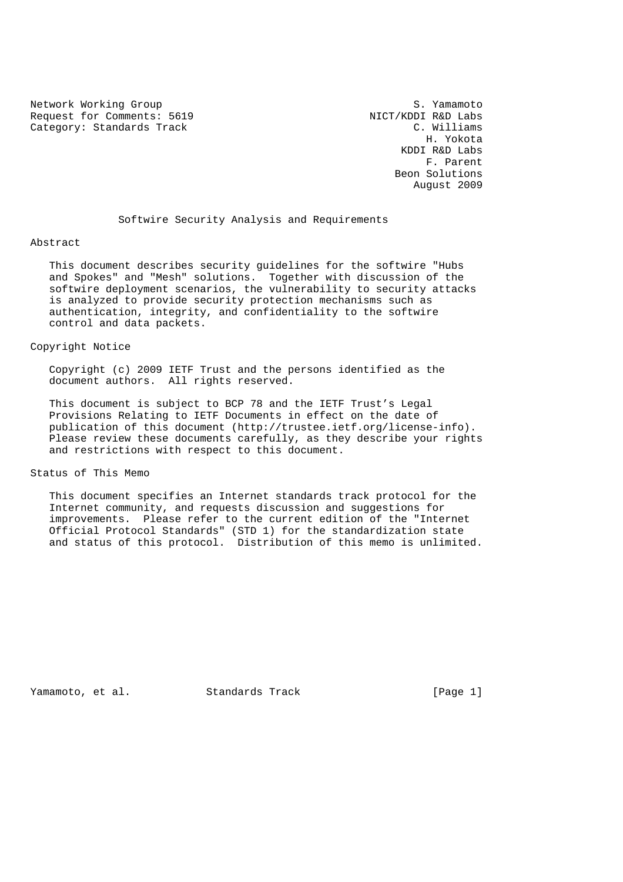Network Working Group S. Yamamoto
Request for Comments: 5619 NICT/KDDI R&D Labs
Category: Standards Track C. Williams
H. Yokota
KDDI R&D Labs
F. Parent
Beon Solutions
August 2009

# Softwire Security Analysis and Requirements

## Abstract

This document describes security guidelines for the softwire "Hubs and Spokes" and "Mesh" solutions. Together with discussion of the softwire deployment scenarios, the vulnerability to security attacks is analyzed to provide security protection mechanisms such as authentication, integrity, and confidentiality to the softwire control and data packets.

## Copyright Notice

Copyright (c) 2009 IETF Trust and the persons identified as the document authors. All rights reserved.

This document is subject to BCP 78 and the IETF Trust's Legal Provisions Relating to IETF Documents in effect on the date of publication of this document (http://trustee.ietf.org/license-info). Please review these documents carefully, as they describe your rights and restrictions with respect to this document.

## Status of This Memo

This document specifies an Internet standards track protocol for the Internet community, and requests discussion and suggestions for improvements. Please refer to the current edition of the "Internet Official Protocol Standards" (STD 1) for the standardization state and status of this protocol. Distribution of this memo is unlimited.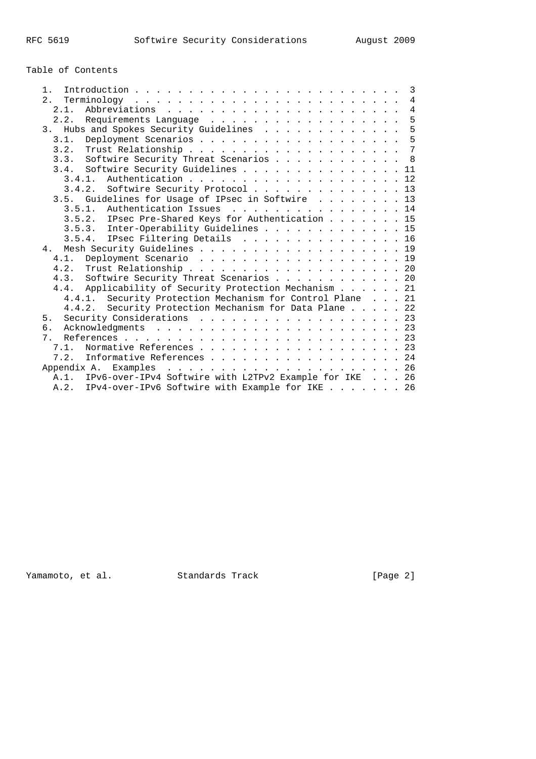Table of Contents

```
   1.  Introduction . . . . . . . . . . . . . . . . . . . . . . . . .  3
   2.  Terminology  . . . . . . . . . . . . . . . . . . . . . . . . .  4
     2.1.  Abbreviations  . . . . . . . . . . . . . . . . . . . . . .  4
     2.2.  Requirements Language  . . . . . . . . . . . . . . . . . .  5
   3.  Hubs and Spokes Security Guidelines  . . . . . . . . . . . . .  5
     3.1.  Deployment Scenarios . . . . . . . . . . . . . . . . . . .  5
     3.2.  Trust Relationship . . . . . . . . . . . . . . . . . . . .  7
     3.3.  Softwire Security Threat Scenarios . . . . . . . . . . . .  8
     3.4.  Softwire Security Guidelines . . . . . . . . . . . . . . . 11
       3.4.1.  Authentication . . . . . . . . . . . . . . . . . . . . 12
       3.4.2.  Softwire Security Protocol . . . . . . . . . . . . . . 13
     3.5.  Guidelines for Usage of IPsec in Softwire  . . . . . . . . 13
       3.5.1.  Authentication Issues  . . . . . . . . . . . . . . . . 14
       3.5.2.  IPsec Pre-Shared Keys for Authentication . . . . . . . 15
       3.5.3.  Inter-Operability Guidelines . . . . . . . . . . . . . 15
       3.5.4.  IPsec Filtering Details  . . . . . . . . . . . . . . . 16
   4.  Mesh Security Guidelines . . . . . . . . . . . . . . . . . . . 19
     4.1.  Deployment Scenario  . . . . . . . . . . . . . . . . . . . 19
     4.2.  Trust Relationship . . . . . . . . . . . . . . . . . . . . 20
     4.3.  Softwire Security Threat Scenarios . . . . . . . . . . . . 20
     4.4.  Applicability of Security Protection Mechanism . . . . . . 21
       4.4.1.  Security Protection Mechanism for Control Plane  . . . 21
       4.4.2.  Security Protection Mechanism for Data Plane . . . . . 22
   5.  Security Considerations  . . . . . . . . . . . . . . . . . . . 23
   6.  Acknowledgments  . . . . . . . . . . . . . . . . . . . . . . . 23
   7.  References . . . . . . . . . . . . . . . . . . . . . . . . . . 23
     7.1.  Normative References . . . . . . . . . . . . . . . . . . . 23
     7.2.  Informative References . . . . . . . . . . . . . . . . . . 24
   Appendix A.  Examples  . . . . . . . . . . . . . . . . . . . . . . 26
     A.1.  IPv6-over-IPv4 Softwire with L2TPv2 Example for IKE  . . . 26
     A.2.  IPv4-over-IPv6 Softwire with Example for IKE . . . . . . . 26
```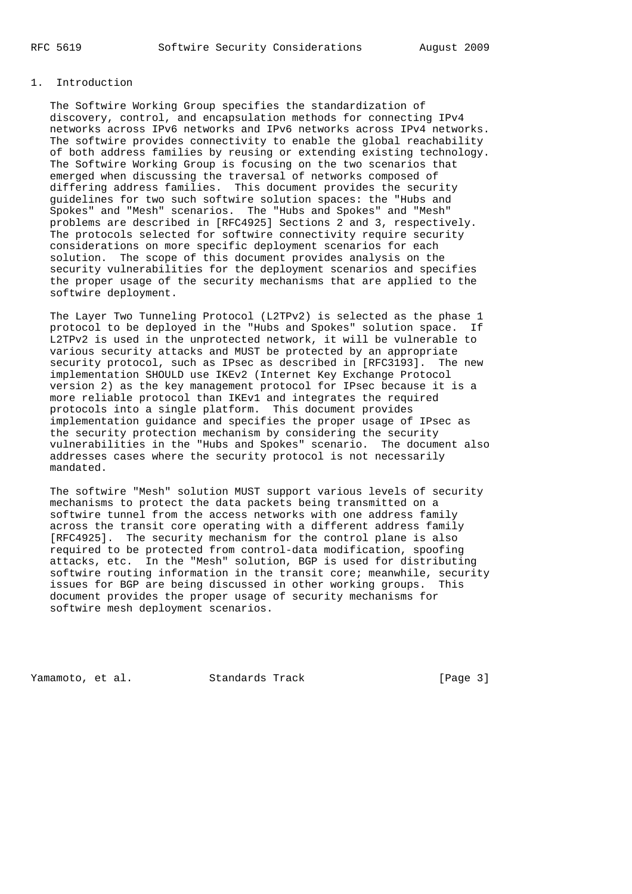## 1. Introduction

The Softwire Working Group specifies the standardization of discovery, control, and encapsulation methods for connecting IPv4 networks across IPv6 networks and IPv6 networks across IPv4 networks. The softwire provides connectivity to enable the global reachability of both address families by reusing or extending existing technology. The Softwire Working Group is focusing on the two scenarios that emerged when discussing the traversal of networks composed of differing address families. This document provides the security guidelines for two such softwire solution spaces: the "Hubs and Spokes" and "Mesh" scenarios. The "Hubs and Spokes" and "Mesh" problems are described in [RFC4925] Sections 2 and 3, respectively. The protocols selected for softwire connectivity require security considerations on more specific deployment scenarios for each solution. The scope of this document provides analysis on the security vulnerabilities for the deployment scenarios and specifies the proper usage of the security mechanisms that are applied to the softwire deployment.

The Layer Two Tunneling Protocol (L2TPv2) is selected as the phase 1 protocol to be deployed in the "Hubs and Spokes" solution space. If L2TPv2 is used in the unprotected network, it will be vulnerable to various security attacks and MUST be protected by an appropriate security protocol, such as IPsec as described in [RFC3193]. The new implementation SHOULD use IKEv2 (Internet Key Exchange Protocol version 2) as the key management protocol for IPsec because it is a more reliable protocol than IKEv1 and integrates the required protocols into a single platform. This document provides implementation guidance and specifies the proper usage of IPsec as the security protection mechanism by considering the security vulnerabilities in the "Hubs and Spokes" scenario. The document also addresses cases where the security protocol is not necessarily mandated.

The softwire "Mesh" solution MUST support various levels of security mechanisms to protect the data packets being transmitted on a softwire tunnel from the access networks with one address family across the transit core operating with a different address family [RFC4925]. The security mechanism for the control plane is also required to be protected from control-data modification, spoofing attacks, etc. In the "Mesh" solution, BGP is used for distributing softwire routing information in the transit core; meanwhile, security issues for BGP are being discussed in other working groups. This document provides the proper usage of security mechanisms for softwire mesh deployment scenarios.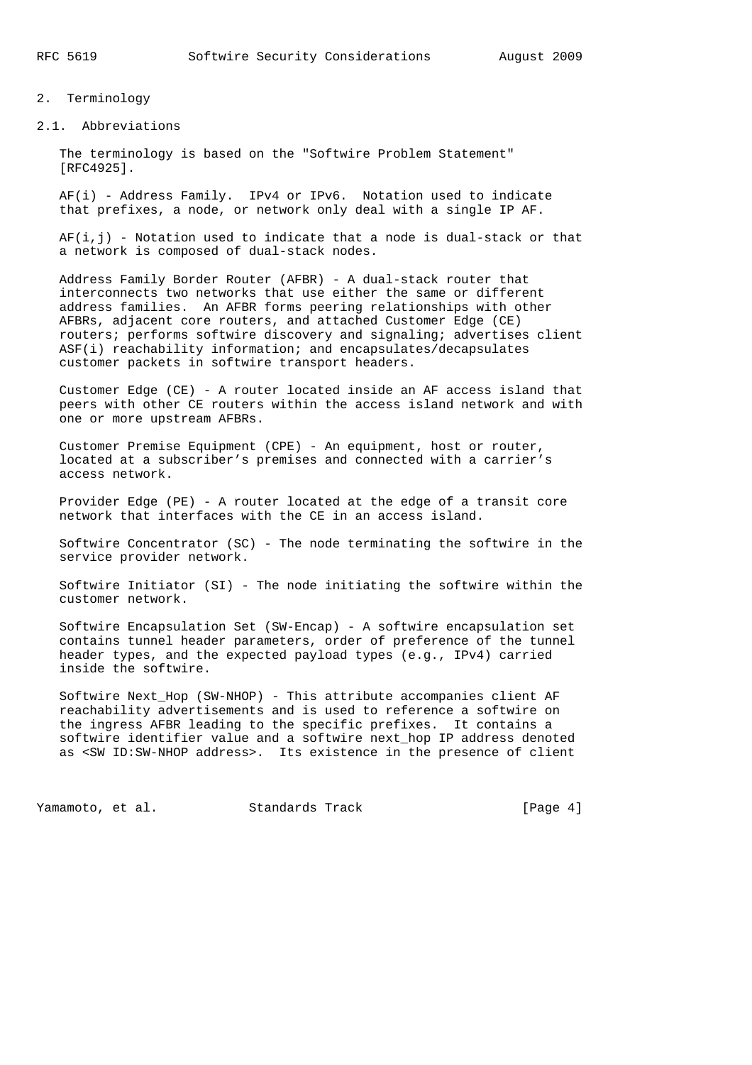## 2. Terminology

### 2.1. Abbreviations

The terminology is based on the "Softwire Problem Statement" [RFC4925].

AF(i) - Address Family. IPv4 or IPv6. Notation used to indicate that prefixes, a node, or network only deal with a single IP AF.

AF(i,j) - Notation used to indicate that a node is dual-stack or that a network is composed of dual-stack nodes.

Address Family Border Router (AFBR) - A dual-stack router that interconnects two networks that use either the same or different address families. An AFBR forms peering relationships with other AFBRs, adjacent core routers, and attached Customer Edge (CE) routers; performs softwire discovery and signaling; advertises client ASF(i) reachability information; and encapsulates/decapsulates customer packets in softwire transport headers.

Customer Edge (CE) - A router located inside an AF access island that peers with other CE routers within the access island network and with one or more upstream AFBRs.

Customer Premise Equipment (CPE) - An equipment, host or router, located at a subscriber's premises and connected with a carrier's access network.

Provider Edge (PE) - A router located at the edge of a transit core network that interfaces with the CE in an access island.

Softwire Concentrator (SC) - The node terminating the softwire in the service provider network.

Softwire Initiator (SI) - The node initiating the softwire within the customer network.

Softwire Encapsulation Set (SW-Encap) - A softwire encapsulation set contains tunnel header parameters, order of preference of the tunnel header types, and the expected payload types (e.g., IPv4) carried inside the softwire.

Softwire Next_Hop (SW-NHOP) - This attribute accompanies client AF reachability advertisements and is used to reference a softwire on the ingress AFBR leading to the specific prefixes. It contains a softwire identifier value and a softwire next_hop IP address denoted as <SW ID:SW-NHOP address>. Its existence in the presence of client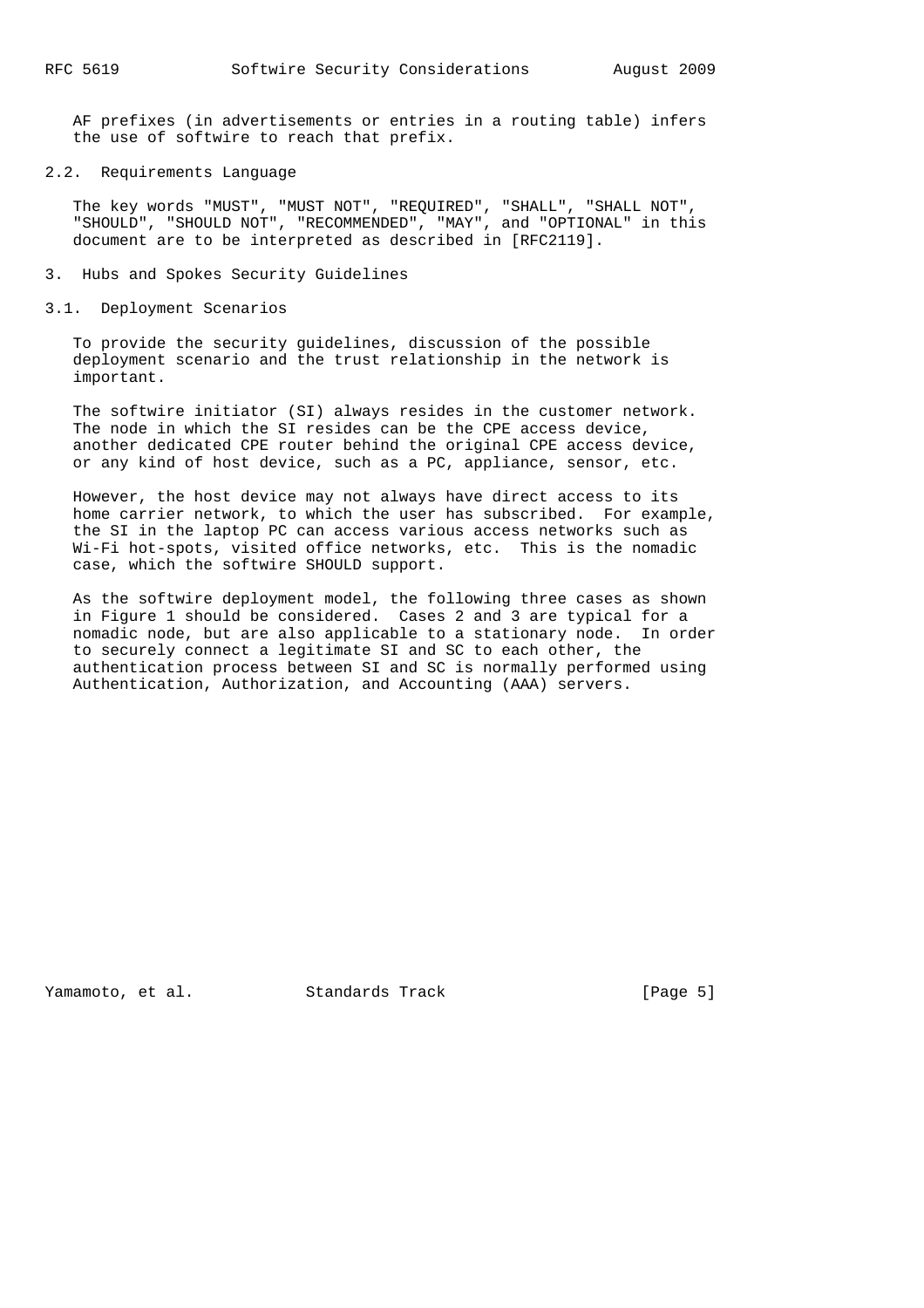AF prefixes (in advertisements or entries in a routing table) infers the use of softwire to reach that prefix.

### 2.2. Requirements Language

The key words "MUST", "MUST NOT", "REQUIRED", "SHALL", "SHALL NOT", "SHOULD", "SHOULD NOT", "RECOMMENDED", "MAY", and "OPTIONAL" in this document are to be interpreted as described in [RFC2119].

## 3. Hubs and Spokes Security Guidelines

### 3.1. Deployment Scenarios

To provide the security guidelines, discussion of the possible deployment scenario and the trust relationship in the network is important.

The softwire initiator (SI) always resides in the customer network. The node in which the SI resides can be the CPE access device, another dedicated CPE router behind the original CPE access device, or any kind of host device, such as a PC, appliance, sensor, etc.

However, the host device may not always have direct access to its home carrier network, to which the user has subscribed. For example, the SI in the laptop PC can access various access networks such as Wi-Fi hot-spots, visited office networks, etc. This is the nomadic case, which the softwire SHOULD support.

As the softwire deployment model, the following three cases as shown in Figure 1 should be considered. Cases 2 and 3 are typical for a nomadic node, but are also applicable to a stationary node. In order to securely connect a legitimate SI and SC to each other, the authentication process between SI and SC is normally performed using Authentication, Authorization, and Accounting (AAA) servers.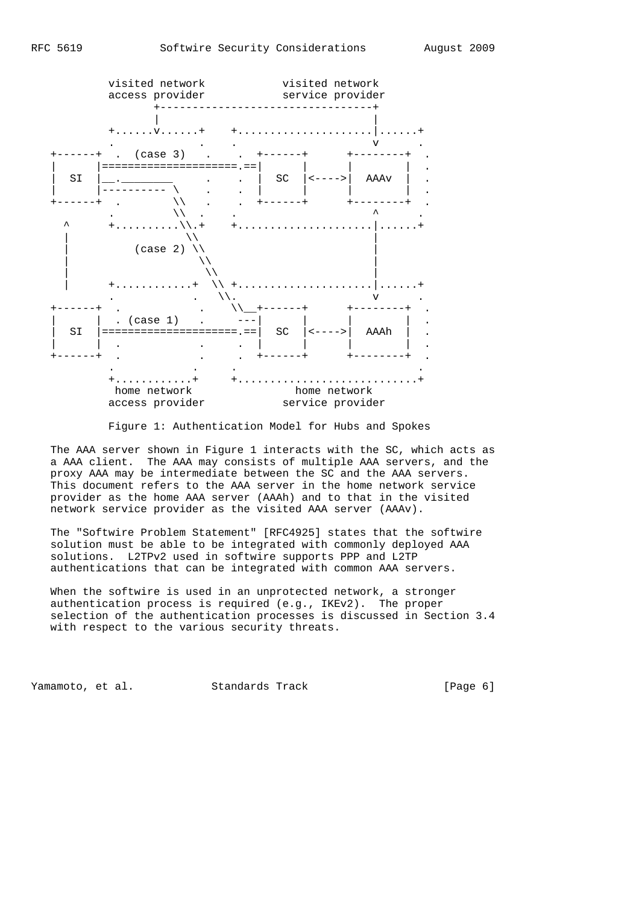```
         visited network            visited network
         access provider            service provider
                +--------------------------------+
                |                                |
         +......v......+    +....................|......+
         .             .    .                    v      .
 +------+  .  (case 3)   .    .  +------+      +--------+  .
 |      |====================.==|      |      |        |  .
 |  SI  |__.________      .    .  |  SC  |<---->|  AAAv  |  .
 |      |---------- \    .    .  |      |      |        |  .
 +------+  .        \\   .    .  +------+      +--------+  .
         .          \\  .    .                    ^      .
   ^     +..........\\.+    +....................|......+
   |                 \\                           |
   |         (case 2) \\                          |
   |                   \\                         |
   |                    \\                        |
   |     +............+  \\ +....................|......+
         .            .   \\.                    v      .
 +------+  .            .    \\__+------+      +--------+  .
 |      |  . (case 1)   .     ---|      |      |        |  .
 |  SI  |====================.==|  SC  |<---->|  AAAh  |  .
 |      |  .            .    .  |      |      |        |  .
 +------+  .            .    .  +------+      +--------+  .
         .            .    .                            .
         +............+    +............................+
          home network              home network
         access provider            service provider
```

Figure 1: Authentication Model for Hubs and Spokes

The AAA server shown in Figure 1 interacts with the SC, which acts as a AAA client. The AAA may consists of multiple AAA servers, and the proxy AAA may be intermediate between the SC and the AAA servers. This document refers to the AAA server in the home network service provider as the home AAA server (AAAh) and to that in the visited network service provider as the visited AAA server (AAAv).

The "Softwire Problem Statement" [RFC4925] states that the softwire solution must be able to be integrated with commonly deployed AAA solutions. L2TPv2 used in softwire supports PPP and L2TP authentications that can be integrated with common AAA servers.

When the softwire is used in an unprotected network, a stronger authentication process is required (e.g., IKEv2). The proper selection of the authentication processes is discussed in Section 3.4 with respect to the various security threats.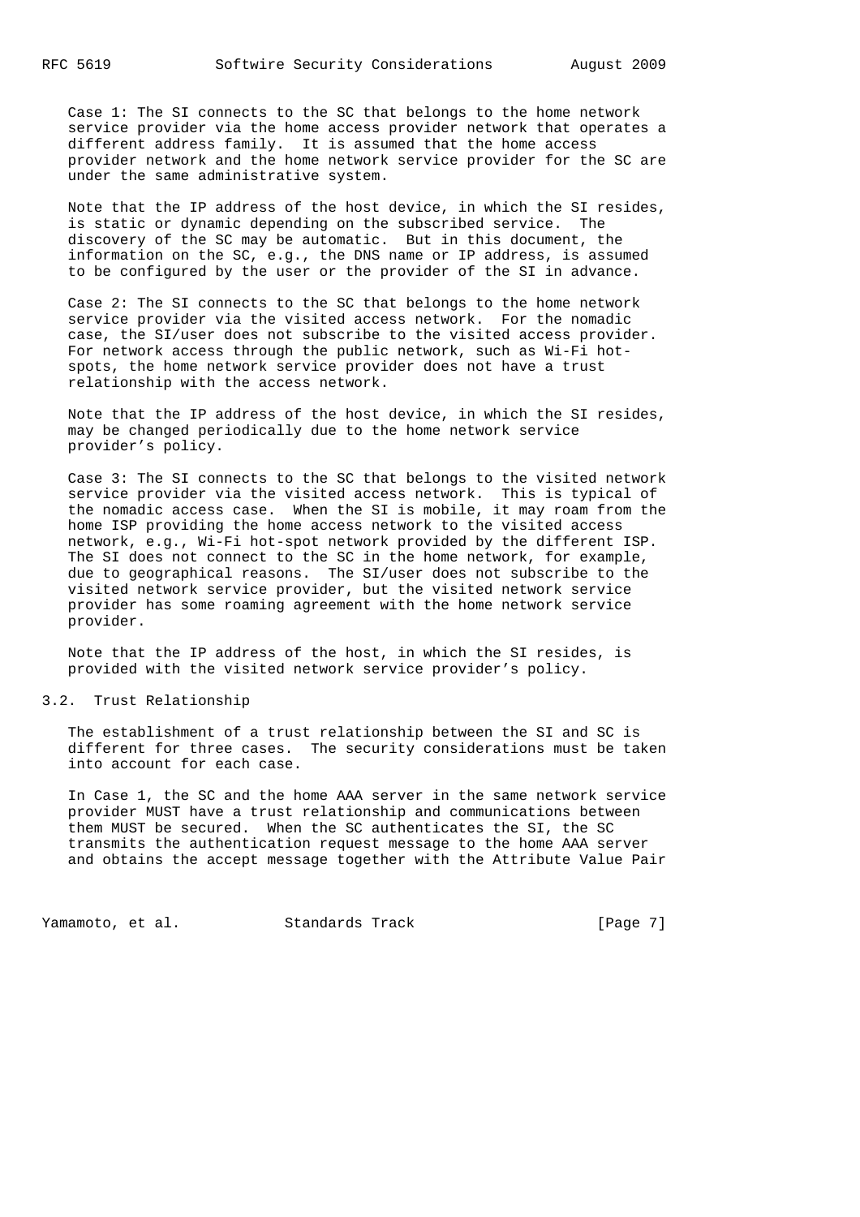Case 1: The SI connects to the SC that belongs to the home network service provider via the home access provider network that operates a different address family. It is assumed that the home access provider network and the home network service provider for the SC are under the same administrative system.

Note that the IP address of the host device, in which the SI resides, is static or dynamic depending on the subscribed service. The discovery of the SC may be automatic. But in this document, the information on the SC, e.g., the DNS name or IP address, is assumed to be configured by the user or the provider of the SI in advance.

Case 2: The SI connects to the SC that belongs to the home network service provider via the visited access network. For the nomadic case, the SI/user does not subscribe to the visited access provider. For network access through the public network, such as Wi-Fi hot-spots, the home network service provider does not have a trust relationship with the access network.

Note that the IP address of the host device, in which the SI resides, may be changed periodically due to the home network service provider's policy.

Case 3: The SI connects to the SC that belongs to the visited network service provider via the visited access network. This is typical of the nomadic access case. When the SI is mobile, it may roam from the home ISP providing the home access network to the visited access network, e.g., Wi-Fi hot-spot network provided by the different ISP. The SI does not connect to the SC in the home network, for example, due to geographical reasons. The SI/user does not subscribe to the visited network service provider, but the visited network service provider has some roaming agreement with the home network service provider.

Note that the IP address of the host, in which the SI resides, is provided with the visited network service provider's policy.

## 3.2. Trust Relationship

The establishment of a trust relationship between the SI and SC is different for three cases. The security considerations must be taken into account for each case.

In Case 1, the SC and the home AAA server in the same network service provider MUST have a trust relationship and communications between them MUST be secured. When the SC authenticates the SI, the SC transmits the authentication request message to the home AAA server and obtains the accept message together with the Attribute Value Pair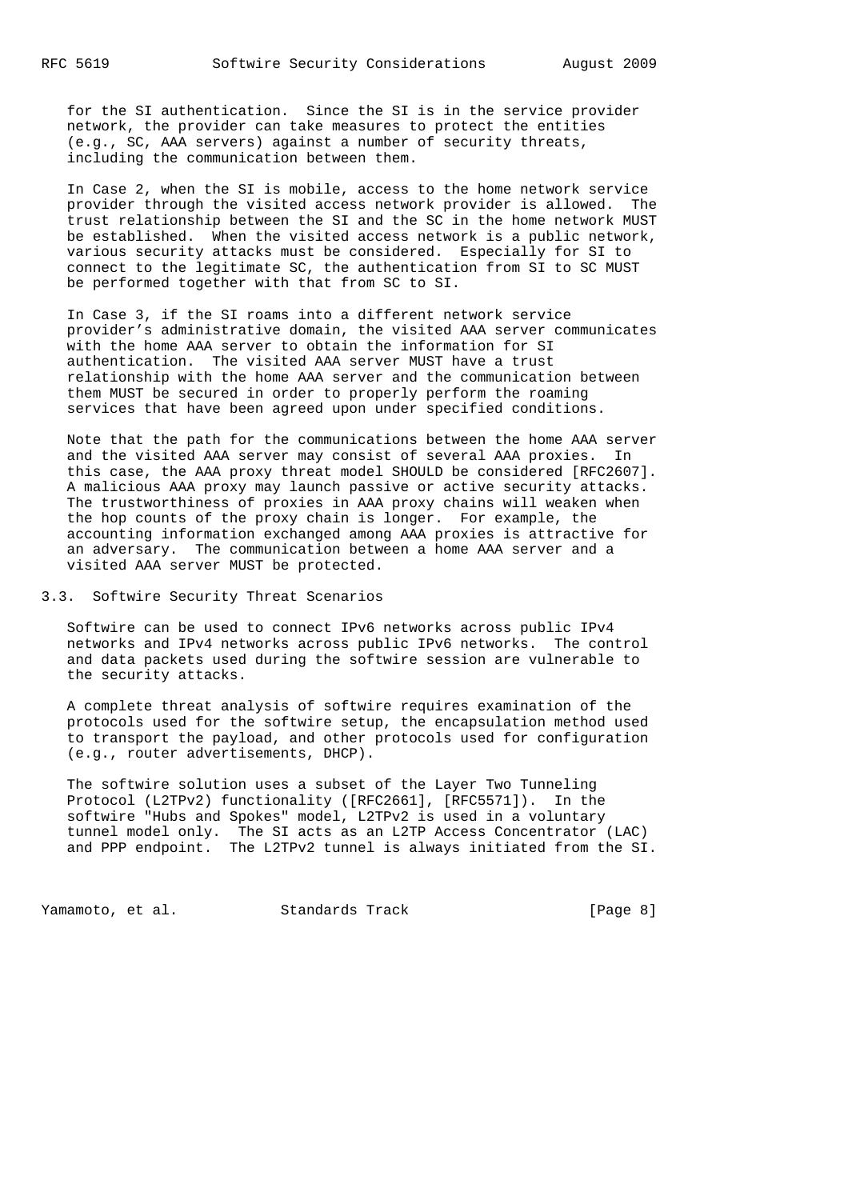for the SI authentication. Since the SI is in the service provider network, the provider can take measures to protect the entities (e.g., SC, AAA servers) against a number of security threats, including the communication between them.

In Case 2, when the SI is mobile, access to the home network service provider through the visited access network provider is allowed. The trust relationship between the SI and the SC in the home network MUST be established. When the visited access network is a public network, various security attacks must be considered. Especially for SI to connect to the legitimate SC, the authentication from SI to SC MUST be performed together with that from SC to SI.

In Case 3, if the SI roams into a different network service provider's administrative domain, the visited AAA server communicates with the home AAA server to obtain the information for SI authentication. The visited AAA server MUST have a trust relationship with the home AAA server and the communication between them MUST be secured in order to properly perform the roaming services that have been agreed upon under specified conditions.

Note that the path for the communications between the home AAA server and the visited AAA server may consist of several AAA proxies. In this case, the AAA proxy threat model SHOULD be considered [RFC2607]. A malicious AAA proxy may launch passive or active security attacks. The trustworthiness of proxies in AAA proxy chains will weaken when the hop counts of the proxy chain is longer. For example, the accounting information exchanged among AAA proxies is attractive for an adversary. The communication between a home AAA server and a visited AAA server MUST be protected.

### 3.3. Softwire Security Threat Scenarios

Softwire can be used to connect IPv6 networks across public IPv4 networks and IPv4 networks across public IPv6 networks. The control and data packets used during the softwire session are vulnerable to the security attacks.

A complete threat analysis of softwire requires examination of the protocols used for the softwire setup, the encapsulation method used to transport the payload, and other protocols used for configuration (e.g., router advertisements, DHCP).

The softwire solution uses a subset of the Layer Two Tunneling Protocol (L2TPv2) functionality ([RFC2661], [RFC5571]). In the softwire "Hubs and Spokes" model, L2TPv2 is used in a voluntary tunnel model only. The SI acts as an L2TP Access Concentrator (LAC) and PPP endpoint. The L2TPv2 tunnel is always initiated from the SI.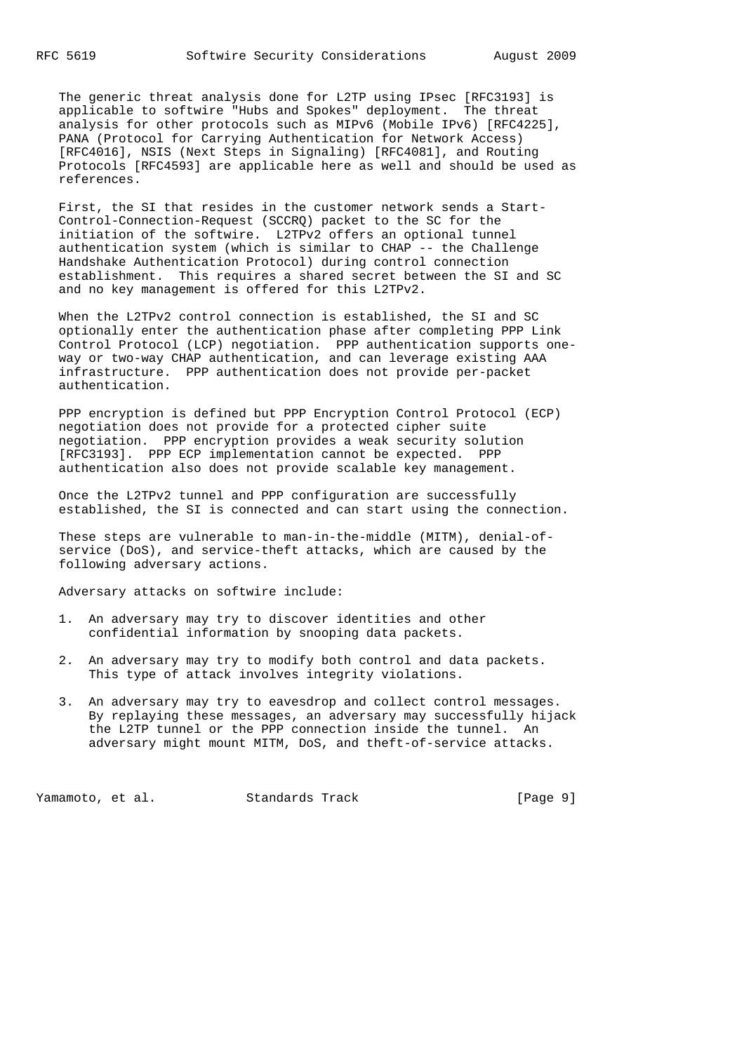The generic threat analysis done for L2TP using IPsec [RFC3193] is applicable to softwire "Hubs and Spokes" deployment. The threat analysis for other protocols such as MIPv6 (Mobile IPv6) [RFC4225], PANA (Protocol for Carrying Authentication for Network Access) [RFC4016], NSIS (Next Steps in Signaling) [RFC4081], and Routing Protocols [RFC4593] are applicable here as well and should be used as references.

First, the SI that resides in the customer network sends a Start-Control-Connection-Request (SCCRQ) packet to the SC for the initiation of the softwire. L2TPv2 offers an optional tunnel authentication system (which is similar to CHAP -- the Challenge Handshake Authentication Protocol) during control connection establishment. This requires a shared secret between the SI and SC and no key management is offered for this L2TPv2.

When the L2TPv2 control connection is established, the SI and SC optionally enter the authentication phase after completing PPP Link Control Protocol (LCP) negotiation. PPP authentication supports one-way or two-way CHAP authentication, and can leverage existing AAA infrastructure. PPP authentication does not provide per-packet authentication.

PPP encryption is defined but PPP Encryption Control Protocol (ECP) negotiation does not provide for a protected cipher suite negotiation. PPP encryption provides a weak security solution [RFC3193]. PPP ECP implementation cannot be expected. PPP authentication also does not provide scalable key management.

Once the L2TPv2 tunnel and PPP configuration are successfully established, the SI is connected and can start using the connection.

These steps are vulnerable to man-in-the-middle (MITM), denial-of-service (DoS), and service-theft attacks, which are caused by the following adversary actions.

Adversary attacks on softwire include:

1. An adversary may try to discover identities and other confidential information by snooping data packets.

2. An adversary may try to modify both control and data packets. This type of attack involves integrity violations.

3. An adversary may try to eavesdrop and collect control messages. By replaying these messages, an adversary may successfully hijack the L2TP tunnel or the PPP connection inside the tunnel. An adversary might mount MITM, DoS, and theft-of-service attacks.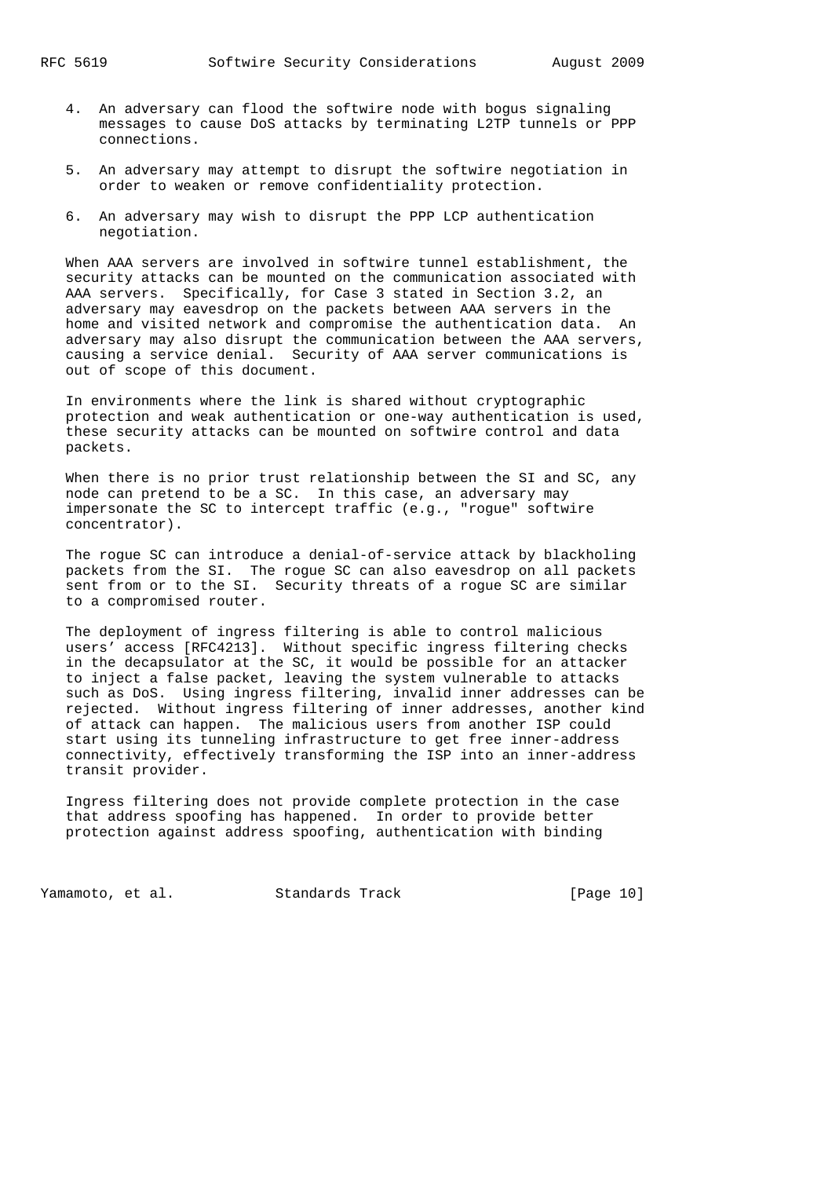4. An adversary can flood the softwire node with bogus signaling messages to cause DoS attacks by terminating L2TP tunnels or PPP connections.

5. An adversary may attempt to disrupt the softwire negotiation in order to weaken or remove confidentiality protection.

6. An adversary may wish to disrupt the PPP LCP authentication negotiation.

When AAA servers are involved in softwire tunnel establishment, the security attacks can be mounted on the communication associated with AAA servers. Specifically, for Case 3 stated in Section 3.2, an adversary may eavesdrop on the packets between AAA servers in the home and visited network and compromise the authentication data. An adversary may also disrupt the communication between the AAA servers, causing a service denial. Security of AAA server communications is out of scope of this document.

In environments where the link is shared without cryptographic protection and weak authentication or one-way authentication is used, these security attacks can be mounted on softwire control and data packets.

When there is no prior trust relationship between the SI and SC, any node can pretend to be a SC. In this case, an adversary may impersonate the SC to intercept traffic (e.g., "rogue" softwire concentrator).

The rogue SC can introduce a denial-of-service attack by blackholing packets from the SI. The rogue SC can also eavesdrop on all packets sent from or to the SI. Security threats of a rogue SC are similar to a compromised router.

The deployment of ingress filtering is able to control malicious users' access [RFC4213]. Without specific ingress filtering checks in the decapsulator at the SC, it would be possible for an attacker to inject a false packet, leaving the system vulnerable to attacks such as DoS. Using ingress filtering, invalid inner addresses can be rejected. Without ingress filtering of inner addresses, another kind of attack can happen. The malicious users from another ISP could start using its tunneling infrastructure to get free inner-address connectivity, effectively transforming the ISP into an inner-address transit provider.

Ingress filtering does not provide complete protection in the case that address spoofing has happened. In order to provide better protection against address spoofing, authentication with binding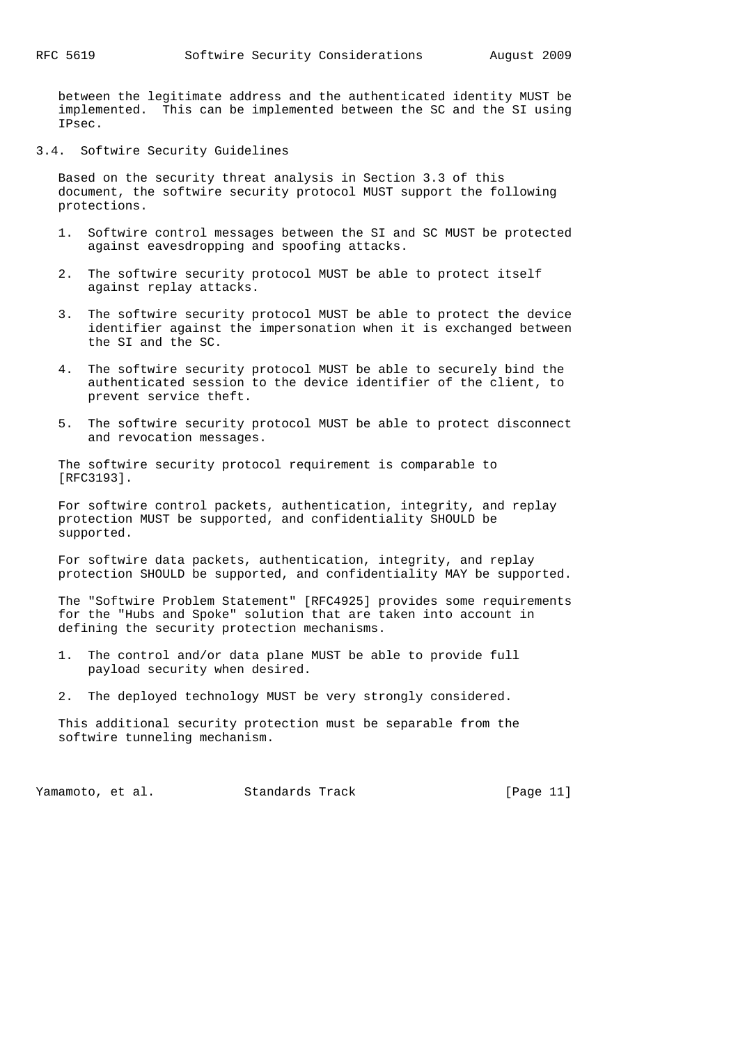between the legitimate address and the authenticated identity MUST be implemented. This can be implemented between the SC and the SI using IPsec.

### 3.4. Softwire Security Guidelines

Based on the security threat analysis in Section 3.3 of this document, the softwire security protocol MUST support the following protections.

1. Softwire control messages between the SI and SC MUST be protected against eavesdropping and spoofing attacks.

2. The softwire security protocol MUST be able to protect itself against replay attacks.

3. The softwire security protocol MUST be able to protect the device identifier against the impersonation when it is exchanged between the SI and the SC.

4. The softwire security protocol MUST be able to securely bind the authenticated session to the device identifier of the client, to prevent service theft.

5. The softwire security protocol MUST be able to protect disconnect and revocation messages.

The softwire security protocol requirement is comparable to [RFC3193].

For softwire control packets, authentication, integrity, and replay protection MUST be supported, and confidentiality SHOULD be supported.

For softwire data packets, authentication, integrity, and replay protection SHOULD be supported, and confidentiality MAY be supported.

The "Softwire Problem Statement" [RFC4925] provides some requirements for the "Hubs and Spoke" solution that are taken into account in defining the security protection mechanisms.

1. The control and/or data plane MUST be able to provide full payload security when desired.

2. The deployed technology MUST be very strongly considered.

This additional security protection must be separable from the softwire tunneling mechanism.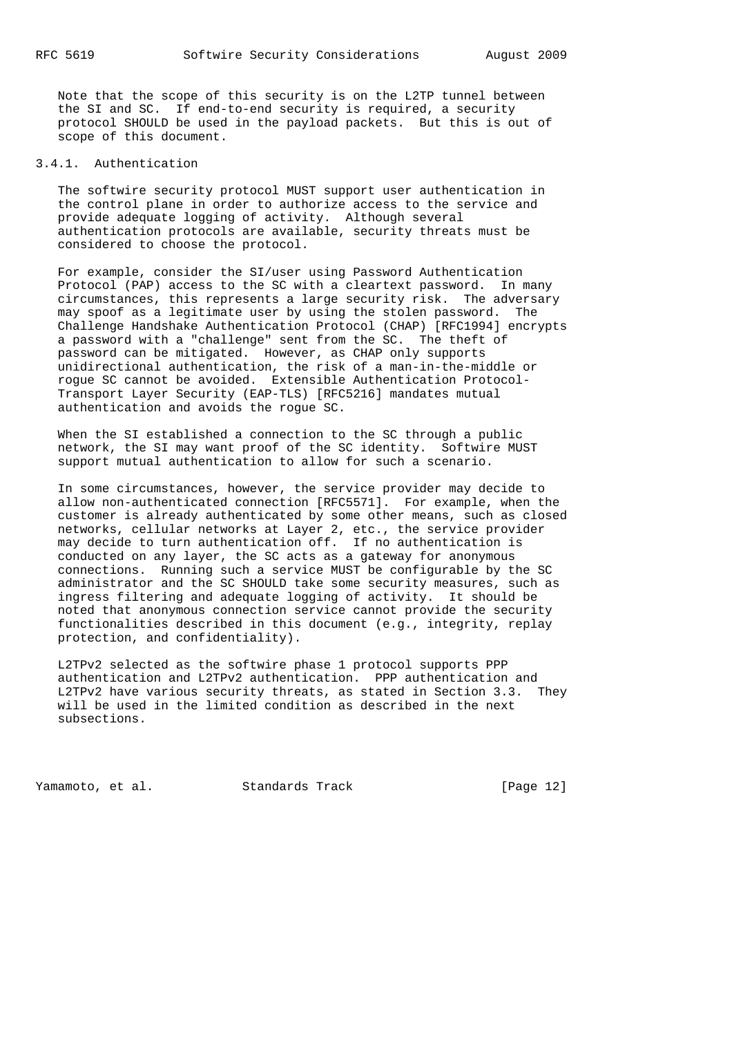Note that the scope of this security is on the L2TP tunnel between the SI and SC. If end-to-end security is required, a security protocol SHOULD be used in the payload packets. But this is out of scope of this document.

### 3.4.1. Authentication

The softwire security protocol MUST support user authentication in the control plane in order to authorize access to the service and provide adequate logging of activity. Although several authentication protocols are available, security threats must be considered to choose the protocol.

For example, consider the SI/user using Password Authentication Protocol (PAP) access to the SC with a cleartext password. In many circumstances, this represents a large security risk. The adversary may spoof as a legitimate user by using the stolen password. The Challenge Handshake Authentication Protocol (CHAP) [RFC1994] encrypts a password with a "challenge" sent from the SC. The theft of password can be mitigated. However, as CHAP only supports unidirectional authentication, the risk of a man-in-the-middle or rogue SC cannot be avoided. Extensible Authentication Protocol-Transport Layer Security (EAP-TLS) [RFC5216] mandates mutual authentication and avoids the rogue SC.

When the SI established a connection to the SC through a public network, the SI may want proof of the SC identity. Softwire MUST support mutual authentication to allow for such a scenario.

In some circumstances, however, the service provider may decide to allow non-authenticated connection [RFC5571]. For example, when the customer is already authenticated by some other means, such as closed networks, cellular networks at Layer 2, etc., the service provider may decide to turn authentication off. If no authentication is conducted on any layer, the SC acts as a gateway for anonymous connections. Running such a service MUST be configurable by the SC administrator and the SC SHOULD take some security measures, such as ingress filtering and adequate logging of activity. It should be noted that anonymous connection service cannot provide the security functionalities described in this document (e.g., integrity, replay protection, and confidentiality).

L2TPv2 selected as the softwire phase 1 protocol supports PPP authentication and L2TPv2 authentication. PPP authentication and L2TPv2 have various security threats, as stated in Section 3.3. They will be used in the limited condition as described in the next subsections.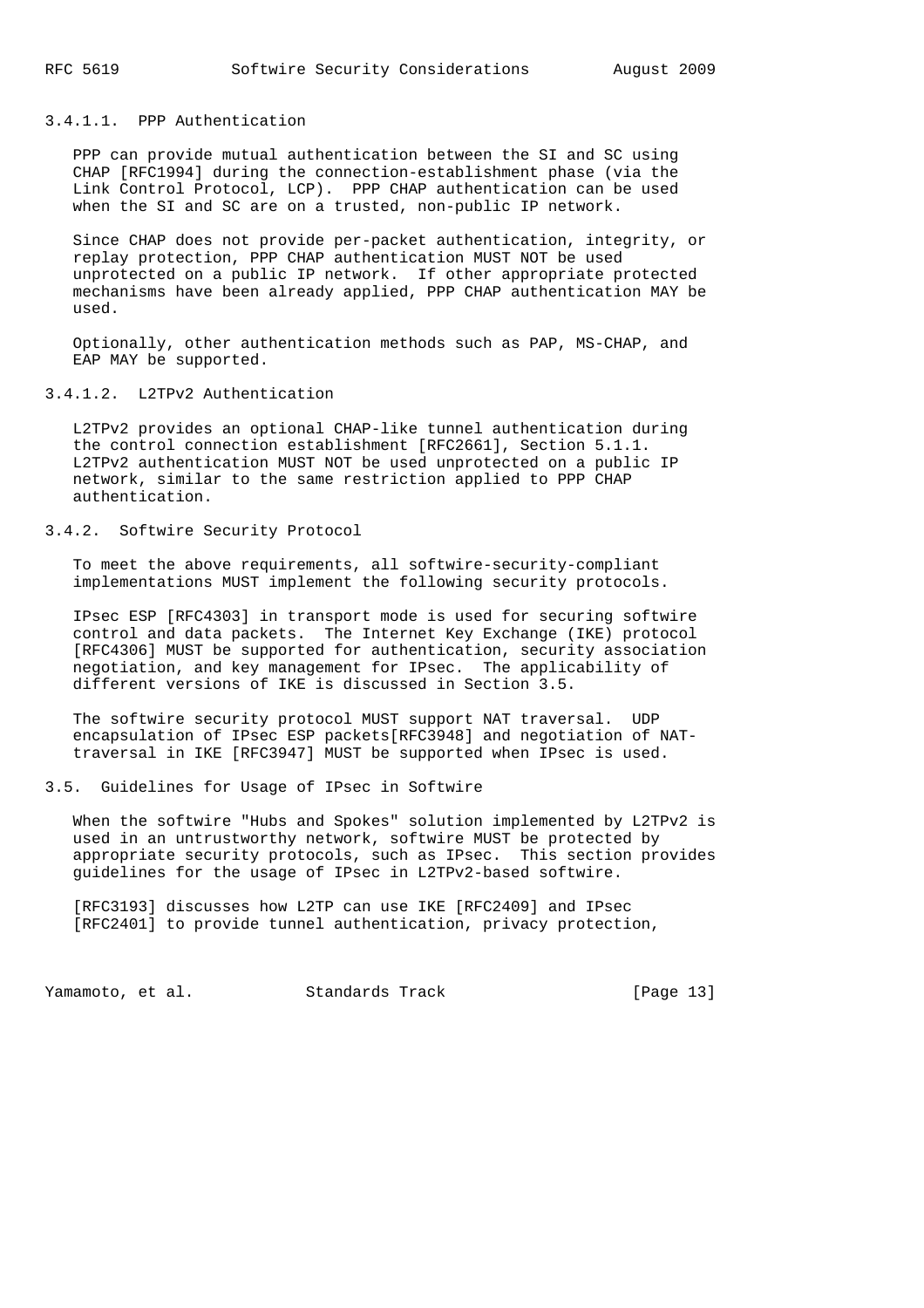#### 3.4.1.1. PPP Authentication

PPP can provide mutual authentication between the SI and SC using CHAP [RFC1994] during the connection-establishment phase (via the Link Control Protocol, LCP). PPP CHAP authentication can be used when the SI and SC are on a trusted, non-public IP network.

Since CHAP does not provide per-packet authentication, integrity, or replay protection, PPP CHAP authentication MUST NOT be used unprotected on a public IP network. If other appropriate protected mechanisms have been already applied, PPP CHAP authentication MAY be used.

Optionally, other authentication methods such as PAP, MS-CHAP, and EAP MAY be supported.

#### 3.4.1.2. L2TPv2 Authentication

L2TPv2 provides an optional CHAP-like tunnel authentication during the control connection establishment [RFC2661], Section 5.1.1. L2TPv2 authentication MUST NOT be used unprotected on a public IP network, similar to the same restriction applied to PPP CHAP authentication.

### 3.4.2. Softwire Security Protocol

To meet the above requirements, all softwire-security-compliant implementations MUST implement the following security protocols.

IPsec ESP [RFC4303] in transport mode is used for securing softwire control and data packets. The Internet Key Exchange (IKE) protocol [RFC4306] MUST be supported for authentication, security association negotiation, and key management for IPsec. The applicability of different versions of IKE is discussed in Section 3.5.

The softwire security protocol MUST support NAT traversal. UDP encapsulation of IPsec ESP packets[RFC3948] and negotiation of NAT-traversal in IKE [RFC3947] MUST be supported when IPsec is used.

## 3.5. Guidelines for Usage of IPsec in Softwire

When the softwire "Hubs and Spokes" solution implemented by L2TPv2 is used in an untrustworthy network, softwire MUST be protected by appropriate security protocols, such as IPsec. This section provides guidelines for the usage of IPsec in L2TPv2-based softwire.

[RFC3193] discusses how L2TP can use IKE [RFC2409] and IPsec [RFC2401] to provide tunnel authentication, privacy protection,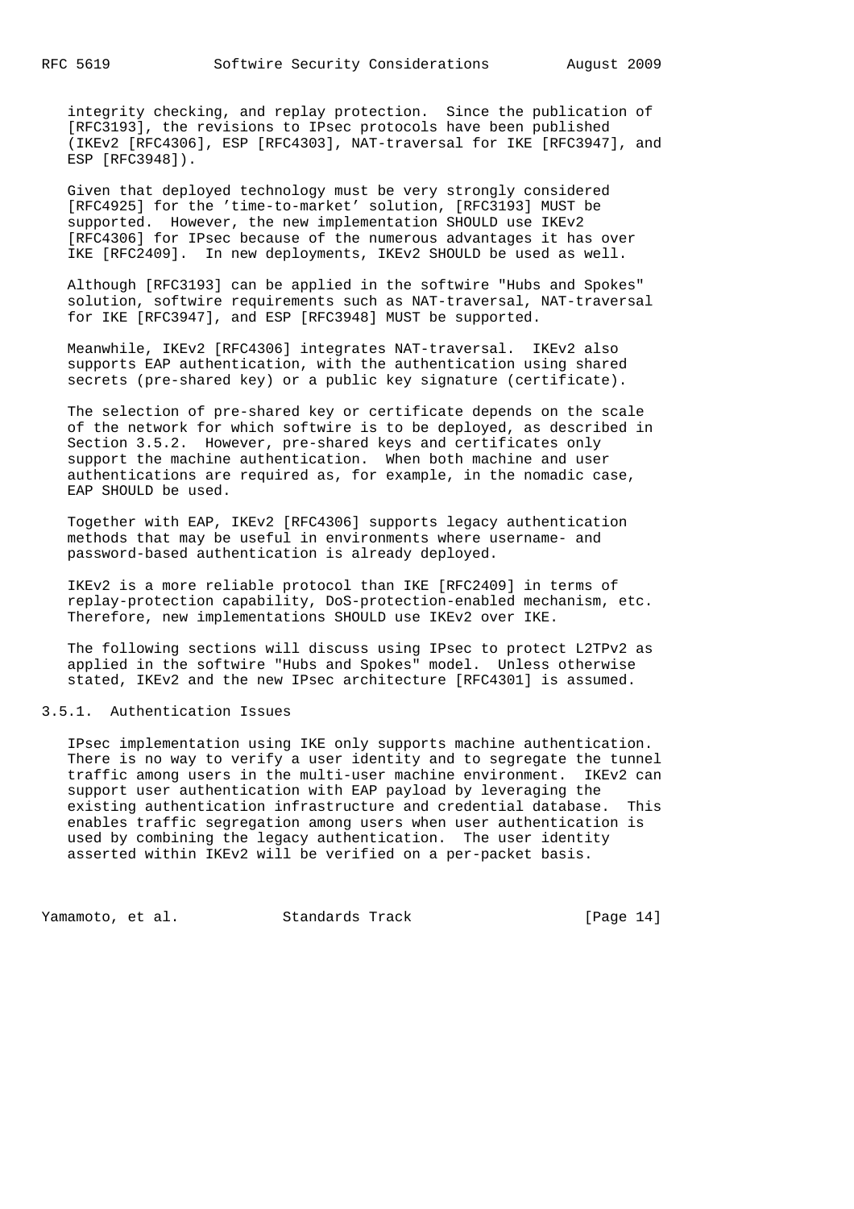integrity checking, and replay protection. Since the publication of [RFC3193], the revisions to IPsec protocols have been published (IKEv2 [RFC4306], ESP [RFC4303], NAT-traversal for IKE [RFC3947], and ESP [RFC3948]).

Given that deployed technology must be very strongly considered [RFC4925] for the 'time-to-market' solution, [RFC3193] MUST be supported. However, the new implementation SHOULD use IKEv2 [RFC4306] for IPsec because of the numerous advantages it has over IKE [RFC2409]. In new deployments, IKEv2 SHOULD be used as well.

Although [RFC3193] can be applied in the softwire "Hubs and Spokes" solution, softwire requirements such as NAT-traversal, NAT-traversal for IKE [RFC3947], and ESP [RFC3948] MUST be supported.

Meanwhile, IKEv2 [RFC4306] integrates NAT-traversal. IKEv2 also supports EAP authentication, with the authentication using shared secrets (pre-shared key) or a public key signature (certificate).

The selection of pre-shared key or certificate depends on the scale of the network for which softwire is to be deployed, as described in Section 3.5.2. However, pre-shared keys and certificates only support the machine authentication. When both machine and user authentications are required as, for example, in the nomadic case, EAP SHOULD be used.

Together with EAP, IKEv2 [RFC4306] supports legacy authentication methods that may be useful in environments where username- and password-based authentication is already deployed.

IKEv2 is a more reliable protocol than IKE [RFC2409] in terms of replay-protection capability, DoS-protection-enabled mechanism, etc. Therefore, new implementations SHOULD use IKEv2 over IKE.

The following sections will discuss using IPsec to protect L2TPv2 as applied in the softwire "Hubs and Spokes" model. Unless otherwise stated, IKEv2 and the new IPsec architecture [RFC4301] is assumed.

### 3.5.1. Authentication Issues

IPsec implementation using IKE only supports machine authentication. There is no way to verify a user identity and to segregate the tunnel traffic among users in the multi-user machine environment. IKEv2 can support user authentication with EAP payload by leveraging the existing authentication infrastructure and credential database. This enables traffic segregation among users when user authentication is used by combining the legacy authentication. The user identity asserted within IKEv2 will be verified on a per-packet basis.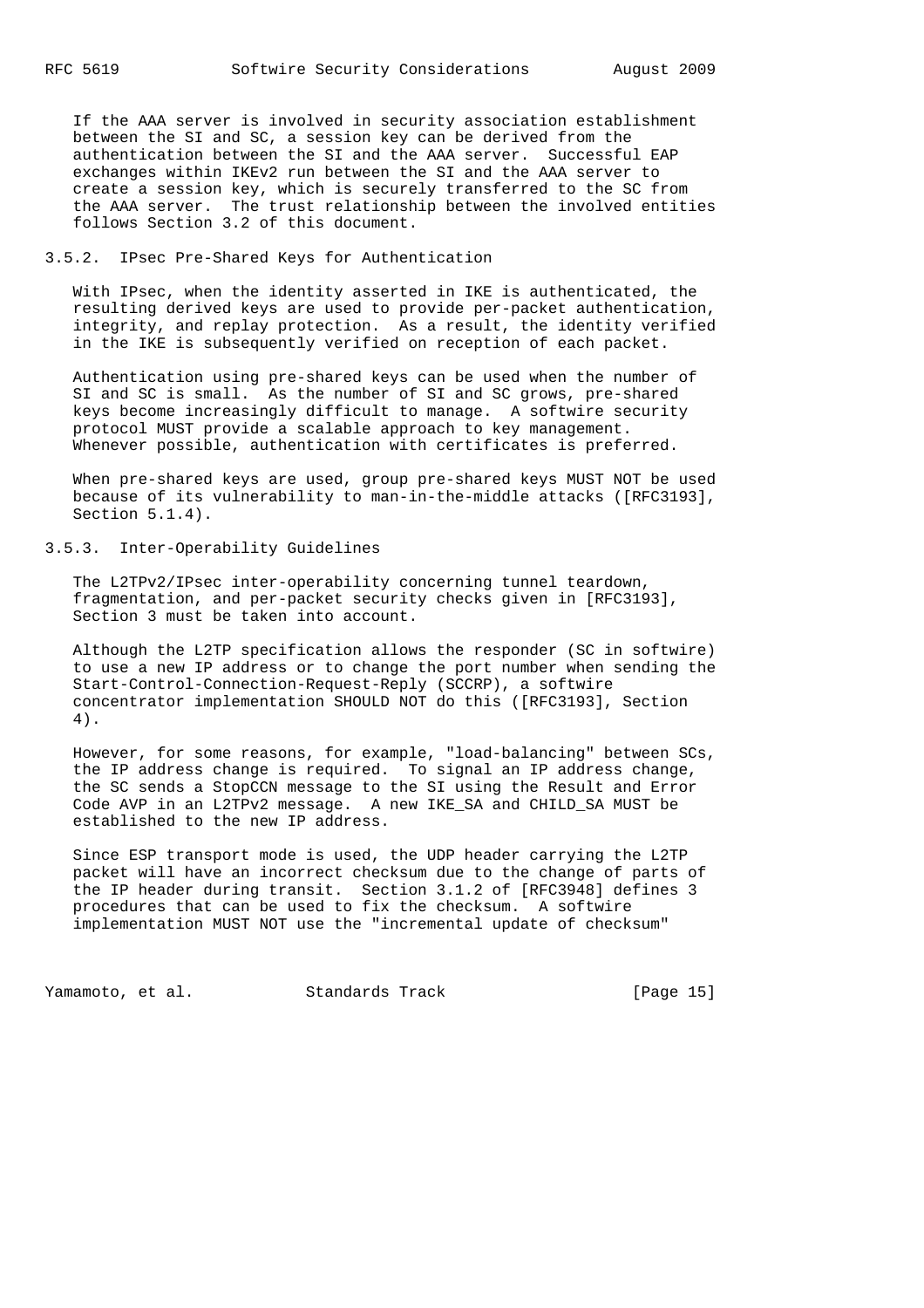If the AAA server is involved in security association establishment between the SI and SC, a session key can be derived from the authentication between the SI and the AAA server. Successful EAP exchanges within IKEv2 run between the SI and the AAA server to create a session key, which is securely transferred to the SC from the AAA server. The trust relationship between the involved entities follows Section 3.2 of this document.

### 3.5.2. IPsec Pre-Shared Keys for Authentication

With IPsec, when the identity asserted in IKE is authenticated, the resulting derived keys are used to provide per-packet authentication, integrity, and replay protection. As a result, the identity verified in the IKE is subsequently verified on reception of each packet.

Authentication using pre-shared keys can be used when the number of SI and SC is small. As the number of SI and SC grows, pre-shared keys become increasingly difficult to manage. A softwire security protocol MUST provide a scalable approach to key management. Whenever possible, authentication with certificates is preferred.

When pre-shared keys are used, group pre-shared keys MUST NOT be used because of its vulnerability to man-in-the-middle attacks ([RFC3193], Section 5.1.4).

### 3.5.3. Inter-Operability Guidelines

The L2TPv2/IPsec inter-operability concerning tunnel teardown, fragmentation, and per-packet security checks given in [RFC3193], Section 3 must be taken into account.

Although the L2TP specification allows the responder (SC in softwire) to use a new IP address or to change the port number when sending the Start-Control-Connection-Request-Reply (SCCRP), a softwire concentrator implementation SHOULD NOT do this ([RFC3193], Section 4).

However, for some reasons, for example, "load-balancing" between SCs, the IP address change is required. To signal an IP address change, the SC sends a StopCCN message to the SI using the Result and Error Code AVP in an L2TPv2 message. A new IKE_SA and CHILD_SA MUST be established to the new IP address.

Since ESP transport mode is used, the UDP header carrying the L2TP packet will have an incorrect checksum due to the change of parts of the IP header during transit. Section 3.1.2 of [RFC3948] defines 3 procedures that can be used to fix the checksum. A softwire implementation MUST NOT use the "incremental update of checksum"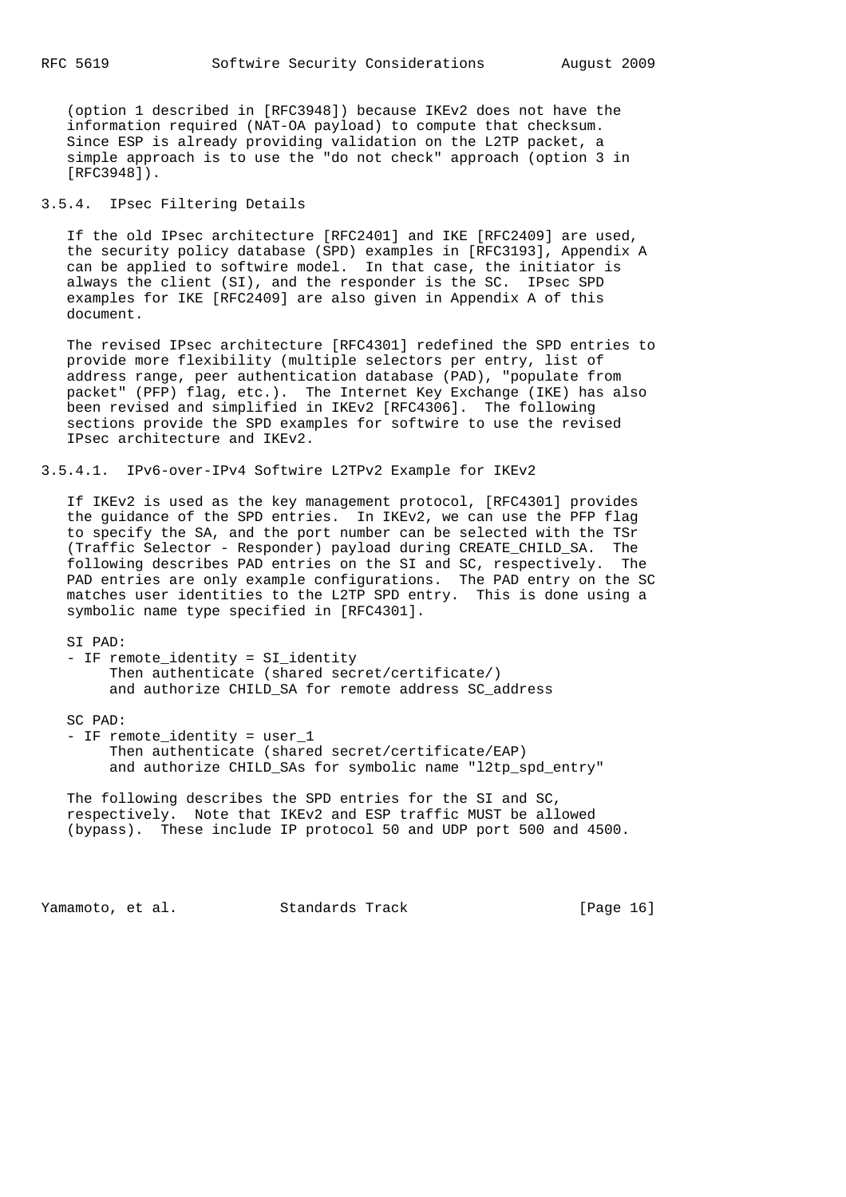(option 1 described in [RFC3948]) because IKEv2 does not have the information required (NAT-OA payload) to compute that checksum. Since ESP is already providing validation on the L2TP packet, a simple approach is to use the "do not check" approach (option 3 in [RFC3948]).

### 3.5.4. IPsec Filtering Details

If the old IPsec architecture [RFC2401] and IKE [RFC2409] are used, the security policy database (SPD) examples in [RFC3193], Appendix A can be applied to softwire model. In that case, the initiator is always the client (SI), and the responder is the SC. IPsec SPD examples for IKE [RFC2409] are also given in Appendix A of this document.

The revised IPsec architecture [RFC4301] redefined the SPD entries to provide more flexibility (multiple selectors per entry, list of address range, peer authentication database (PAD), "populate from packet" (PFP) flag, etc.). The Internet Key Exchange (IKE) has also been revised and simplified in IKEv2 [RFC4306]. The following sections provide the SPD examples for softwire to use the revised IPsec architecture and IKEv2.

#### 3.5.4.1. IPv6-over-IPv4 Softwire L2TPv2 Example for IKEv2

If IKEv2 is used as the key management protocol, [RFC4301] provides the guidance of the SPD entries. In IKEv2, we can use the PFP flag to specify the SA, and the port number can be selected with the TSr (Traffic Selector - Responder) payload during CREATE_CHILD_SA. The following describes PAD entries on the SI and SC, respectively. The PAD entries are only example configurations. The PAD entry on the SC matches user identities to the L2TP SPD entry. This is done using a symbolic name type specified in [RFC4301].

```
SI PAD:
- IF remote_identity = SI_identity
     Then authenticate (shared secret/certificate/)
     and authorize CHILD_SA for remote address SC_address

SC PAD:
- IF remote_identity = user_1
     Then authenticate (shared secret/certificate/EAP)
     and authorize CHILD_SAs for symbolic name "l2tp_spd_entry"
```

The following describes the SPD entries for the SI and SC, respectively. Note that IKEv2 and ESP traffic MUST be allowed (bypass). These include IP protocol 50 and UDP port 500 and 4500.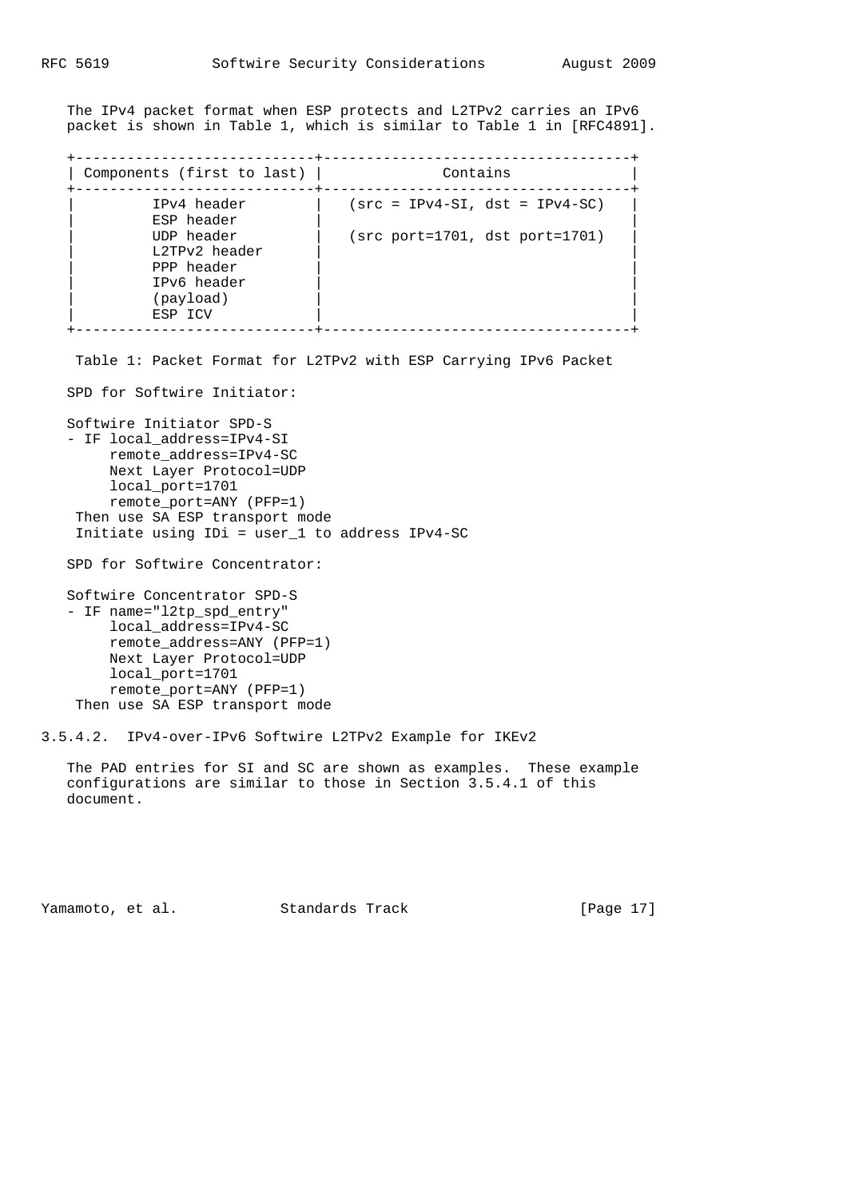The IPv4 packet format when ESP protects and L2TPv2 carries an IPv6 packet is shown in Table 1, which is similar to Table 1 in [RFC4891].

| Components (first to last) | Contains |
|---|---|
| IPv4 header | (src = IPv4-SI, dst = IPv4-SC) |
| ESP header | |
| UDP header | (src port=1701, dst port=1701) |
| L2TPv2 header | |
| PPP header | |
| IPv6 header | |
| (payload) | |
| ESP ICV | |

Table 1: Packet Format for L2TPv2 with ESP Carrying IPv6 Packet

SPD for Softwire Initiator:

```
Softwire Initiator SPD-S
- IF local_address=IPv4-SI
     remote_address=IPv4-SC
     Next Layer Protocol=UDP
     local_port=1701
     remote_port=ANY (PFP=1)
  Then use SA ESP transport mode
  Initiate using IDi = user_1 to address IPv4-SC
```

SPD for Softwire Concentrator:

```
Softwire Concentrator SPD-S
- IF name="l2tp_spd_entry"
     local_address=IPv4-SC
     remote_address=ANY (PFP=1)
     Next Layer Protocol=UDP
     local_port=1701
     remote_port=ANY (PFP=1)
  Then use SA ESP transport mode
```

#### 3.5.4.2. IPv4-over-IPv6 Softwire L2TPv2 Example for IKEv2

The PAD entries for SI and SC are shown as examples. These example configurations are similar to those in Section 3.5.4.1 of this document.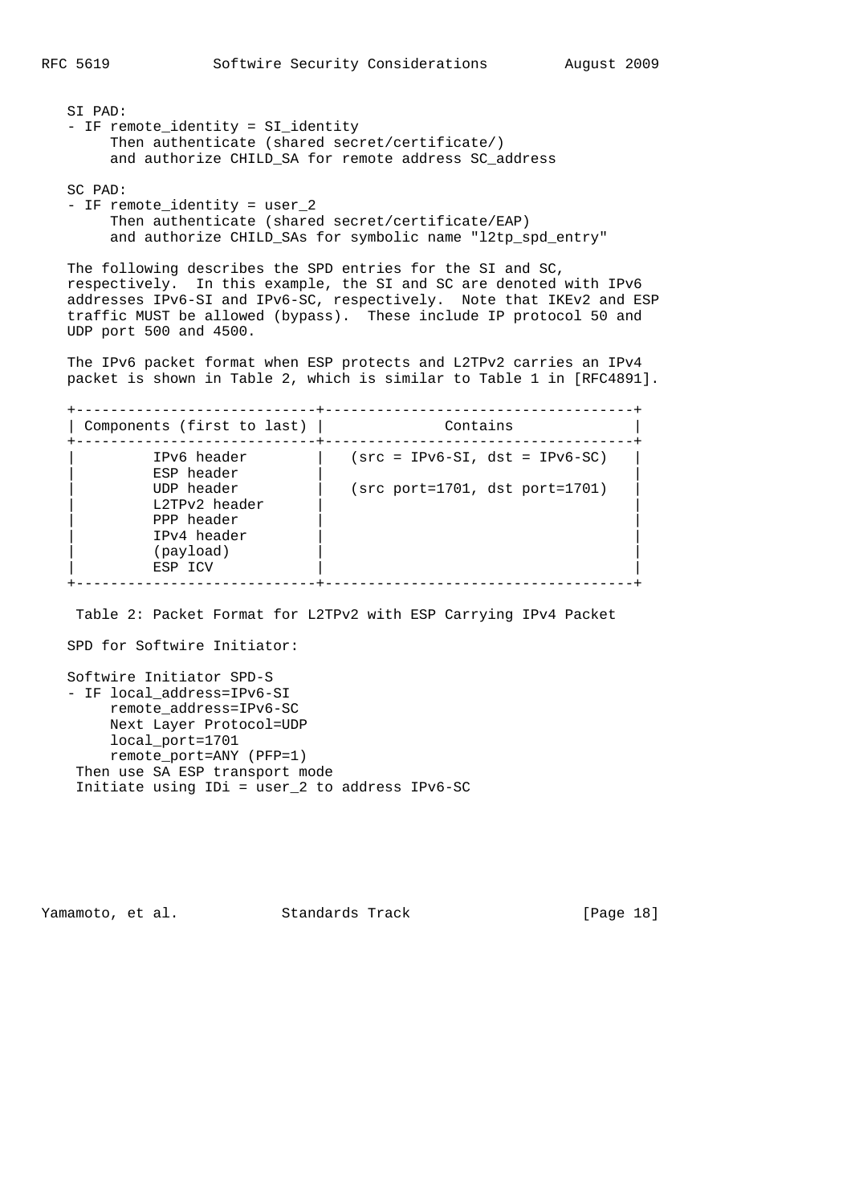SI PAD:

```
- IF remote_identity = SI_identity
     Then authenticate (shared secret/certificate/)
     and authorize CHILD_SA for remote address SC_address
```

SC PAD:

```
- IF remote_identity = user_2
     Then authenticate (shared secret/certificate/EAP)
     and authorize CHILD_SAs for symbolic name "l2tp_spd_entry"
```

The following describes the SPD entries for the SI and SC, respectively. In this example, the SI and SC are denoted with IPv6 addresses IPv6-SI and IPv6-SC, respectively. Note that IKEv2 and ESP traffic MUST be allowed (bypass). These include IP protocol 50 and UDP port 500 and 4500.

The IPv6 packet format when ESP protects and L2TPv2 carries an IPv4 packet is shown in Table 2, which is similar to Table 1 in [RFC4891].

| Components (first to last) | Contains |
|---|---|
| IPv6 header | (src = IPv6-SI, dst = IPv6-SC) |
| ESP header | |
| UDP header | (src port=1701, dst port=1701) |
| L2TPv2 header | |
| PPP header | |
| IPv4 header | |
| (payload) | |
| ESP ICV | |

Table 2: Packet Format for L2TPv2 with ESP Carrying IPv4 Packet

SPD for Softwire Initiator:

Softwire Initiator SPD-S

```
- IF local_address=IPv6-SI
     remote_address=IPv6-SC
     Next Layer Protocol=UDP
     local_port=1701
     remote_port=ANY (PFP=1)
  Then use SA ESP transport mode
  Initiate using IDi = user_2 to address IPv6-SC
```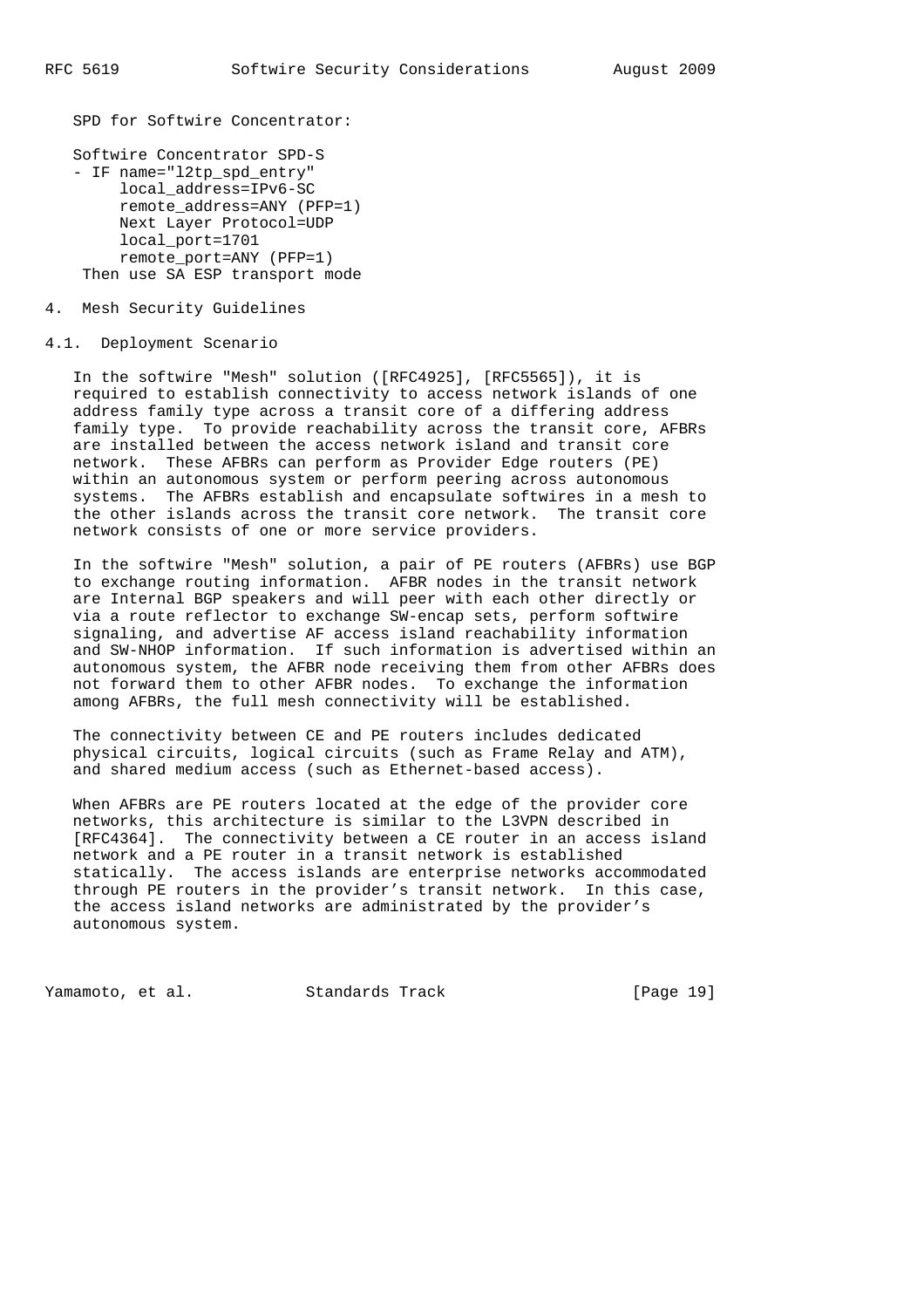SPD for Softwire Concentrator:

```
Softwire Concentrator SPD-S
- IF name="l2tp_spd_entry"
     local_address=IPv6-SC
     remote_address=ANY (PFP=1)
     Next Layer Protocol=UDP
     local_port=1701
     remote_port=ANY (PFP=1)
  Then use SA ESP transport mode
```

## 4. Mesh Security Guidelines

### 4.1. Deployment Scenario

In the softwire "Mesh" solution ([RFC4925], [RFC5565]), it is required to establish connectivity to access network islands of one address family type across a transit core of a differing address family type. To provide reachability across the transit core, AFBRs are installed between the access network island and transit core network. These AFBRs can perform as Provider Edge routers (PE) within an autonomous system or perform peering across autonomous systems. The AFBRs establish and encapsulate softwires in a mesh to the other islands across the transit core network. The transit core network consists of one or more service providers.

In the softwire "Mesh" solution, a pair of PE routers (AFBRs) use BGP to exchange routing information. AFBR nodes in the transit network are Internal BGP speakers and will peer with each other directly or via a route reflector to exchange SW-encap sets, perform softwire signaling, and advertise AF access island reachability information and SW-NHOP information. If such information is advertised within an autonomous system, the AFBR node receiving them from other AFBRs does not forward them to other AFBR nodes. To exchange the information among AFBRs, the full mesh connectivity will be established.

The connectivity between CE and PE routers includes dedicated physical circuits, logical circuits (such as Frame Relay and ATM), and shared medium access (such as Ethernet-based access).

When AFBRs are PE routers located at the edge of the provider core networks, this architecture is similar to the L3VPN described in [RFC4364]. The connectivity between a CE router in an access island network and a PE router in a transit network is established statically. The access islands are enterprise networks accommodated through PE routers in the provider's transit network. In this case, the access island networks are administrated by the provider's autonomous system.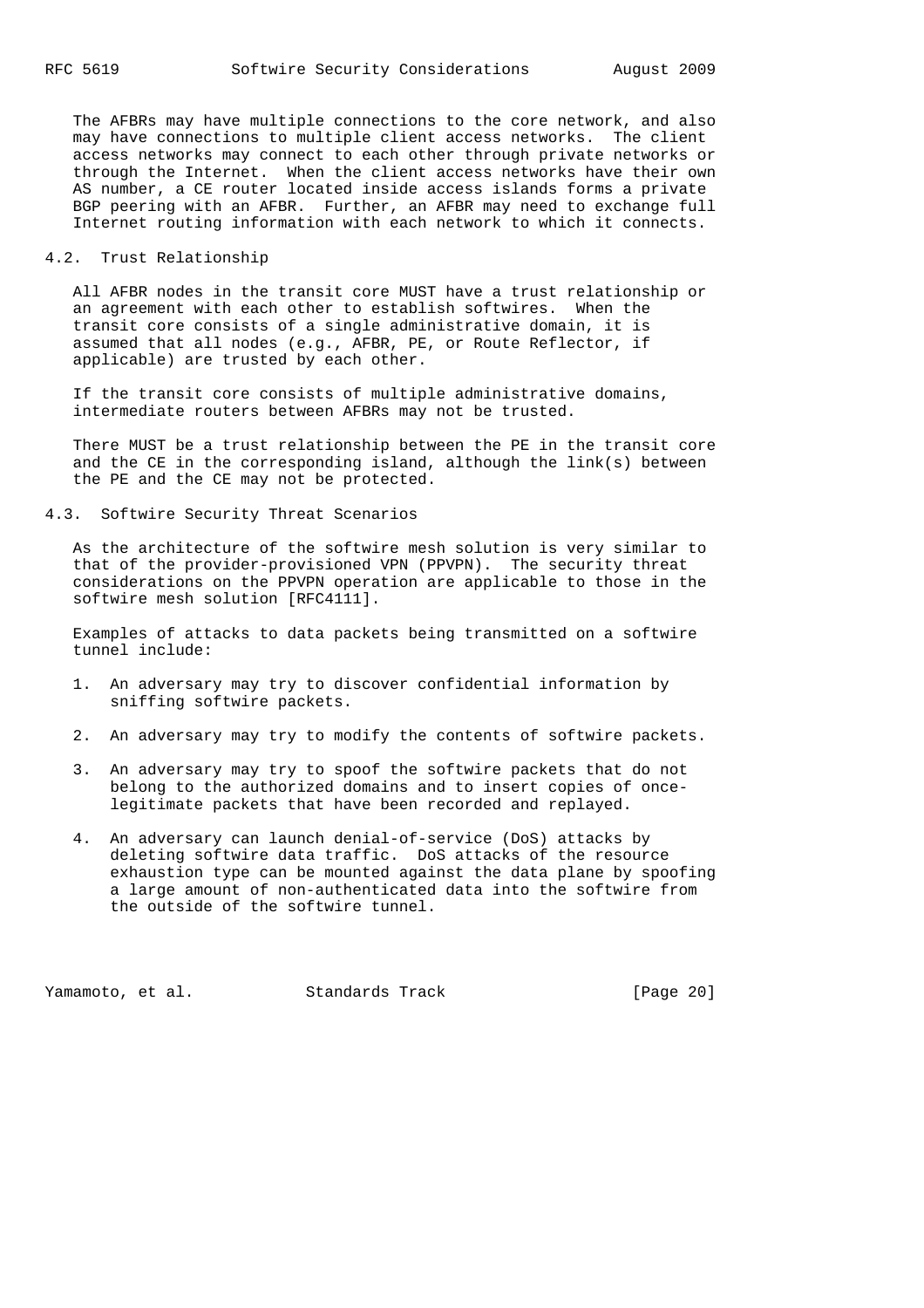The AFBRs may have multiple connections to the core network, and also may have connections to multiple client access networks. The client access networks may connect to each other through private networks or through the Internet. When the client access networks have their own AS number, a CE router located inside access islands forms a private BGP peering with an AFBR. Further, an AFBR may need to exchange full Internet routing information with each network to which it connects.

## 4.2. Trust Relationship

All AFBR nodes in the transit core MUST have a trust relationship or an agreement with each other to establish softwires. When the transit core consists of a single administrative domain, it is assumed that all nodes (e.g., AFBR, PE, or Route Reflector, if applicable) are trusted by each other.

If the transit core consists of multiple administrative domains, intermediate routers between AFBRs may not be trusted.

There MUST be a trust relationship between the PE in the transit core and the CE in the corresponding island, although the link(s) between the PE and the CE may not be protected.

## 4.3. Softwire Security Threat Scenarios

As the architecture of the softwire mesh solution is very similar to that of the provider-provisioned VPN (PPVPN). The security threat considerations on the PPVPN operation are applicable to those in the softwire mesh solution [RFC4111].

Examples of attacks to data packets being transmitted on a softwire tunnel include:

1. An adversary may try to discover confidential information by sniffing softwire packets.
2. An adversary may try to modify the contents of softwire packets.
3. An adversary may try to spoof the softwire packets that do not belong to the authorized domains and to insert copies of once-legitimate packets that have been recorded and replayed.
4. An adversary can launch denial-of-service (DoS) attacks by deleting softwire data traffic. DoS attacks of the resource exhaustion type can be mounted against the data plane by spoofing a large amount of non-authenticated data into the softwire from the outside of the softwire tunnel.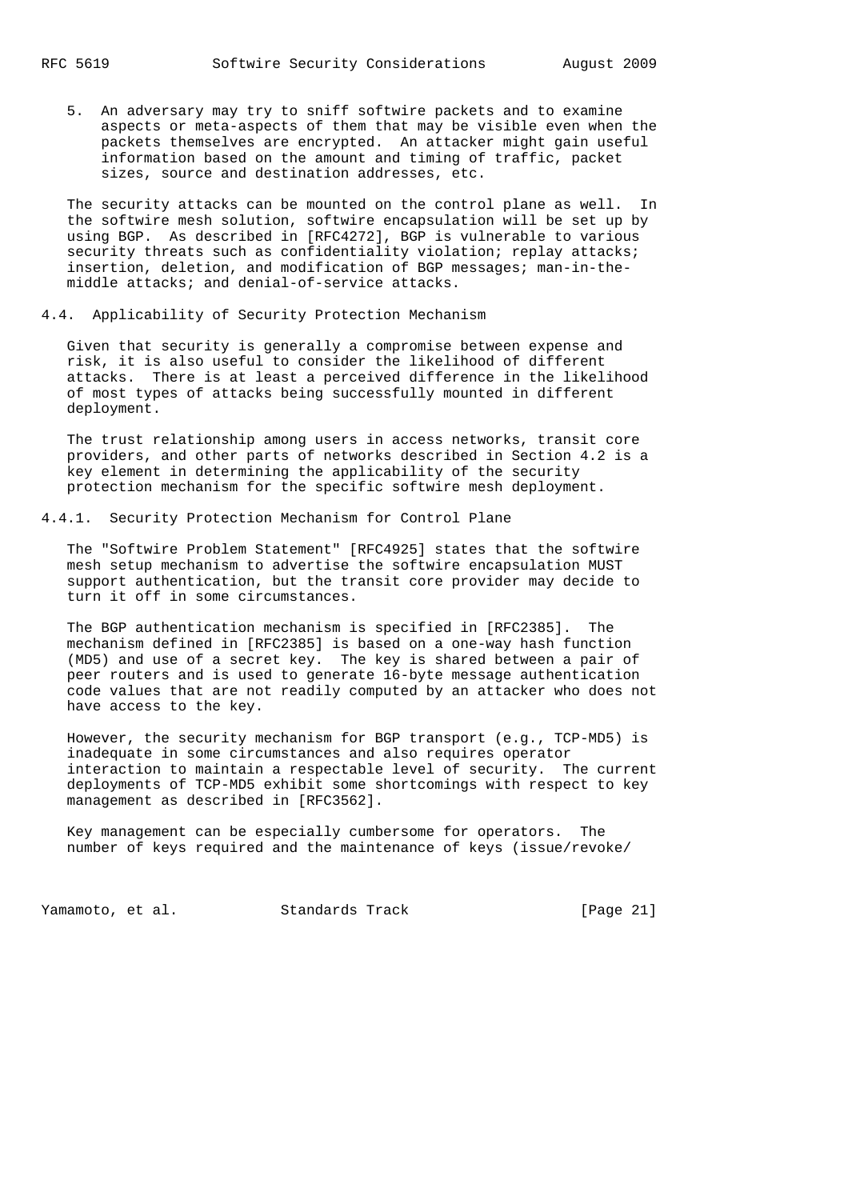5. An adversary may try to sniff softwire packets and to examine aspects or meta-aspects of them that may be visible even when the packets themselves are encrypted. An attacker might gain useful information based on the amount and timing of traffic, packet sizes, source and destination addresses, etc.

The security attacks can be mounted on the control plane as well. In the softwire mesh solution, softwire encapsulation will be set up by using BGP. As described in [RFC4272], BGP is vulnerable to various security threats such as confidentiality violation; replay attacks; insertion, deletion, and modification of BGP messages; man-in-the-middle attacks; and denial-of-service attacks.

## 4.4. Applicability of Security Protection Mechanism

Given that security is generally a compromise between expense and risk, it is also useful to consider the likelihood of different attacks. There is at least a perceived difference in the likelihood of most types of attacks being successfully mounted in different deployment.

The trust relationship among users in access networks, transit core providers, and other parts of networks described in Section 4.2 is a key element in determining the applicability of the security protection mechanism for the specific softwire mesh deployment.

### 4.4.1. Security Protection Mechanism for Control Plane

The "Softwire Problem Statement" [RFC4925] states that the softwire mesh setup mechanism to advertise the softwire encapsulation MUST support authentication, but the transit core provider may decide to turn it off in some circumstances.

The BGP authentication mechanism is specified in [RFC2385]. The mechanism defined in [RFC2385] is based on a one-way hash function (MD5) and use of a secret key. The key is shared between a pair of peer routers and is used to generate 16-byte message authentication code values that are not readily computed by an attacker who does not have access to the key.

However, the security mechanism for BGP transport (e.g., TCP-MD5) is inadequate in some circumstances and also requires operator interaction to maintain a respectable level of security. The current deployments of TCP-MD5 exhibit some shortcomings with respect to key management as described in [RFC3562].

Key management can be especially cumbersome for operators. The number of keys required and the maintenance of keys (issue/revoke/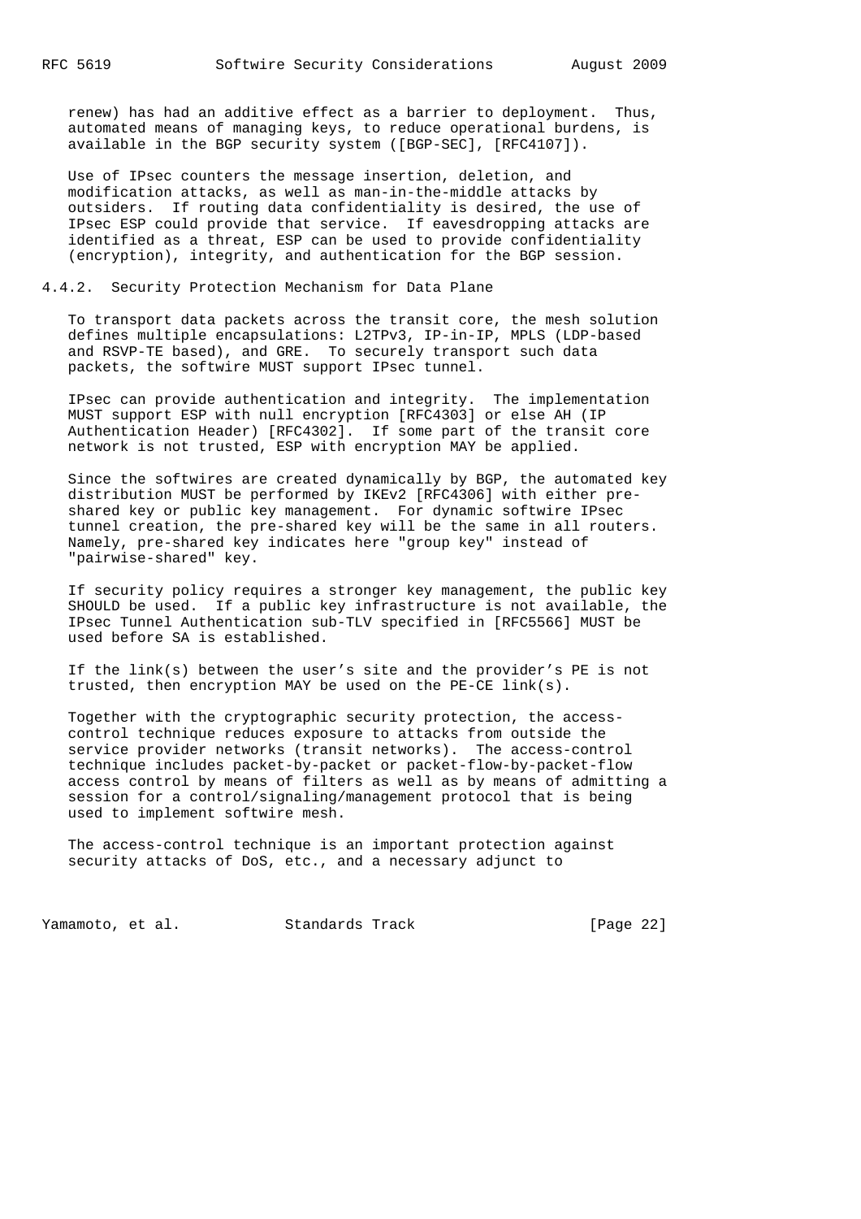renew) has had an additive effect as a barrier to deployment. Thus, automated means of managing keys, to reduce operational burdens, is available in the BGP security system ([BGP-SEC], [RFC4107]).

Use of IPsec counters the message insertion, deletion, and modification attacks, as well as man-in-the-middle attacks by outsiders. If routing data confidentiality is desired, the use of IPsec ESP could provide that service. If eavesdropping attacks are identified as a threat, ESP can be used to provide confidentiality (encryption), integrity, and authentication for the BGP session.

### 4.4.2. Security Protection Mechanism for Data Plane

To transport data packets across the transit core, the mesh solution defines multiple encapsulations: L2TPv3, IP-in-IP, MPLS (LDP-based and RSVP-TE based), and GRE. To securely transport such data packets, the softwire MUST support IPsec tunnel.

IPsec can provide authentication and integrity. The implementation MUST support ESP with null encryption [RFC4303] or else AH (IP Authentication Header) [RFC4302]. If some part of the transit core network is not trusted, ESP with encryption MAY be applied.

Since the softwires are created dynamically by BGP, the automated key distribution MUST be performed by IKEv2 [RFC4306] with either pre-shared key or public key management. For dynamic softwire IPsec tunnel creation, the pre-shared key will be the same in all routers. Namely, pre-shared key indicates here "group key" instead of "pairwise-shared" key.

If security policy requires a stronger key management, the public key SHOULD be used. If a public key infrastructure is not available, the IPsec Tunnel Authentication sub-TLV specified in [RFC5566] MUST be used before SA is established.

If the link(s) between the user's site and the provider's PE is not trusted, then encryption MAY be used on the PE-CE link(s).

Together with the cryptographic security protection, the access-control technique reduces exposure to attacks from outside the service provider networks (transit networks). The access-control technique includes packet-by-packet or packet-flow-by-packet-flow access control by means of filters as well as by means of admitting a session for a control/signaling/management protocol that is being used to implement softwire mesh.

The access-control technique is an important protection against security attacks of DoS, etc., and a necessary adjunct to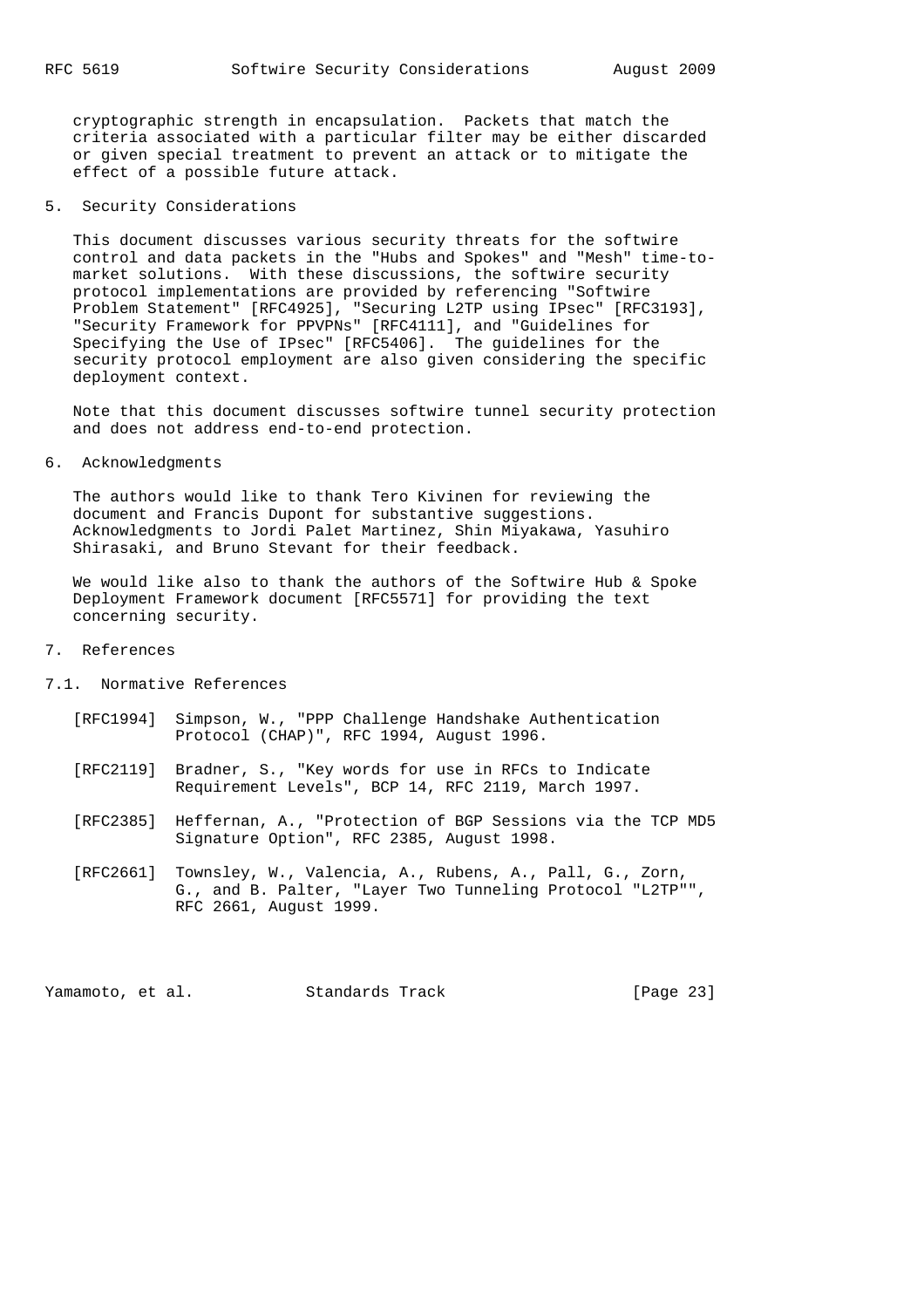cryptographic strength in encapsulation. Packets that match the criteria associated with a particular filter may be either discarded or given special treatment to prevent an attack or to mitigate the effect of a possible future attack.

## 5. Security Considerations

This document discusses various security threats for the softwire control and data packets in the "Hubs and Spokes" and "Mesh" time-to-market solutions. With these discussions, the softwire security protocol implementations are provided by referencing "Softwire Problem Statement" [RFC4925], "Securing L2TP using IPsec" [RFC3193], "Security Framework for PPVPNs" [RFC4111], and "Guidelines for Specifying the Use of IPsec" [RFC5406]. The guidelines for the security protocol employment are also given considering the specific deployment context.

Note that this document discusses softwire tunnel security protection and does not address end-to-end protection.

## 6. Acknowledgments

The authors would like to thank Tero Kivinen for reviewing the document and Francis Dupont for substantive suggestions. Acknowledgments to Jordi Palet Martinez, Shin Miyakawa, Yasuhiro Shirasaki, and Bruno Stevant for their feedback.

We would like also to thank the authors of the Softwire Hub & Spoke Deployment Framework document [RFC5571] for providing the text concerning security.

## 7. References

### 7.1. Normative References

[RFC1994] Simpson, W., "PPP Challenge Handshake Authentication Protocol (CHAP)", RFC 1994, August 1996.

[RFC2119] Bradner, S., "Key words for use in RFCs to Indicate Requirement Levels", BCP 14, RFC 2119, March 1997.

[RFC2385] Heffernan, A., "Protection of BGP Sessions via the TCP MD5 Signature Option", RFC 2385, August 1998.

[RFC2661] Townsley, W., Valencia, A., Rubens, A., Pall, G., Zorn, G., and B. Palter, "Layer Two Tunneling Protocol "L2TP"", RFC 2661, August 1999.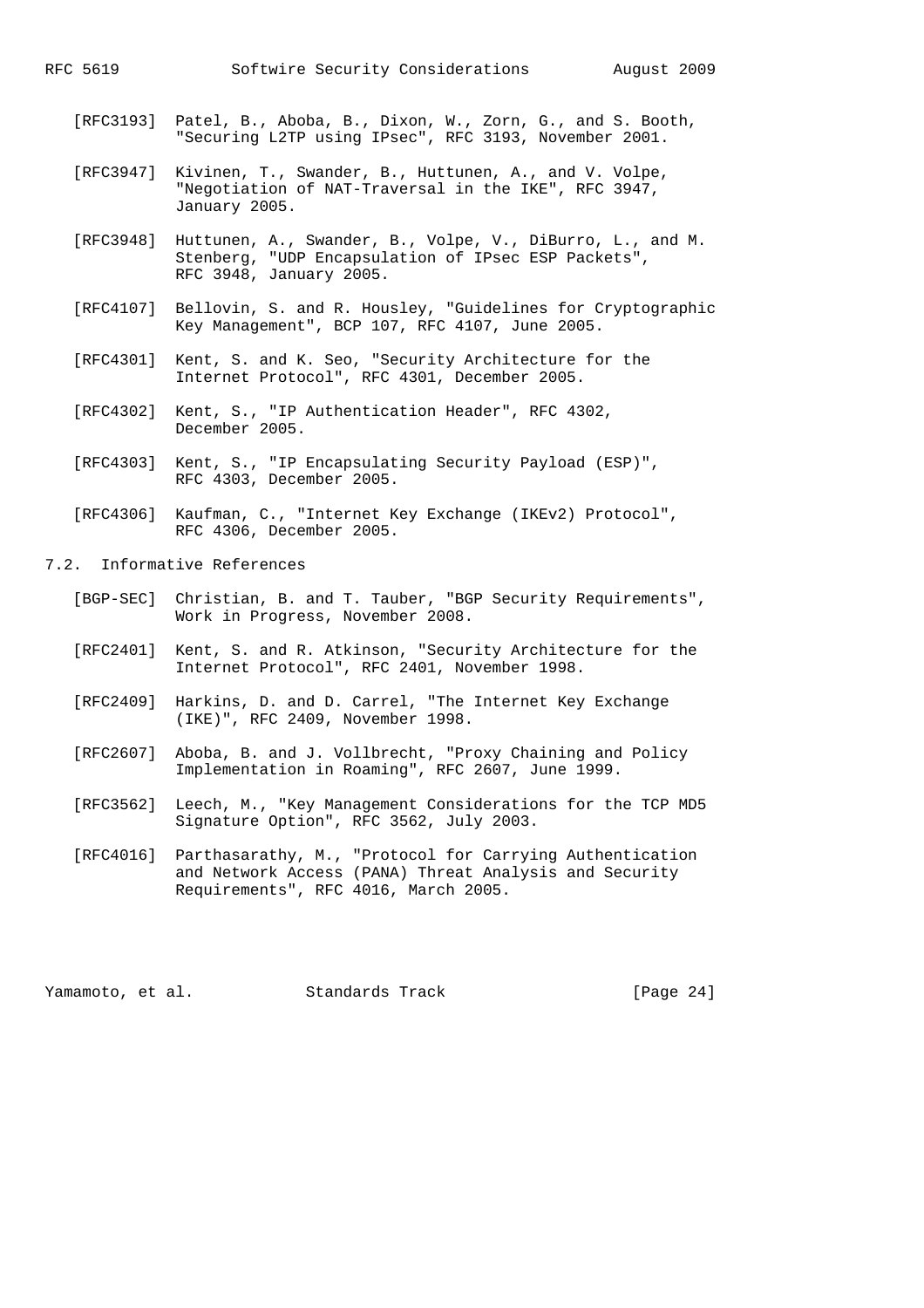[RFC3193] Patel, B., Aboba, B., Dixon, W., Zorn, G., and S. Booth, "Securing L2TP using IPsec", RFC 3193, November 2001.

[RFC3947] Kivinen, T., Swander, B., Huttunen, A., and V. Volpe, "Negotiation of NAT-Traversal in the IKE", RFC 3947, January 2005.

[RFC3948] Huttunen, A., Swander, B., Volpe, V., DiBurro, L., and M. Stenberg, "UDP Encapsulation of IPsec ESP Packets", RFC 3948, January 2005.

[RFC4107] Bellovin, S. and R. Housley, "Guidelines for Cryptographic Key Management", BCP 107, RFC 4107, June 2005.

[RFC4301] Kent, S. and K. Seo, "Security Architecture for the Internet Protocol", RFC 4301, December 2005.

[RFC4302] Kent, S., "IP Authentication Header", RFC 4302, December 2005.

[RFC4303] Kent, S., "IP Encapsulating Security Payload (ESP)", RFC 4303, December 2005.

[RFC4306] Kaufman, C., "Internet Key Exchange (IKEv2) Protocol", RFC 4306, December 2005.

## 7.2. Informative References

[BGP-SEC] Christian, B. and T. Tauber, "BGP Security Requirements", Work in Progress, November 2008.

[RFC2401] Kent, S. and R. Atkinson, "Security Architecture for the Internet Protocol", RFC 2401, November 1998.

[RFC2409] Harkins, D. and D. Carrel, "The Internet Key Exchange (IKE)", RFC 2409, November 1998.

[RFC2607] Aboba, B. and J. Vollbrecht, "Proxy Chaining and Policy Implementation in Roaming", RFC 2607, June 1999.

[RFC3562] Leech, M., "Key Management Considerations for the TCP MD5 Signature Option", RFC 3562, July 2003.

[RFC4016] Parthasarathy, M., "Protocol for Carrying Authentication and Network Access (PANA) Threat Analysis and Security Requirements", RFC 4016, March 2005.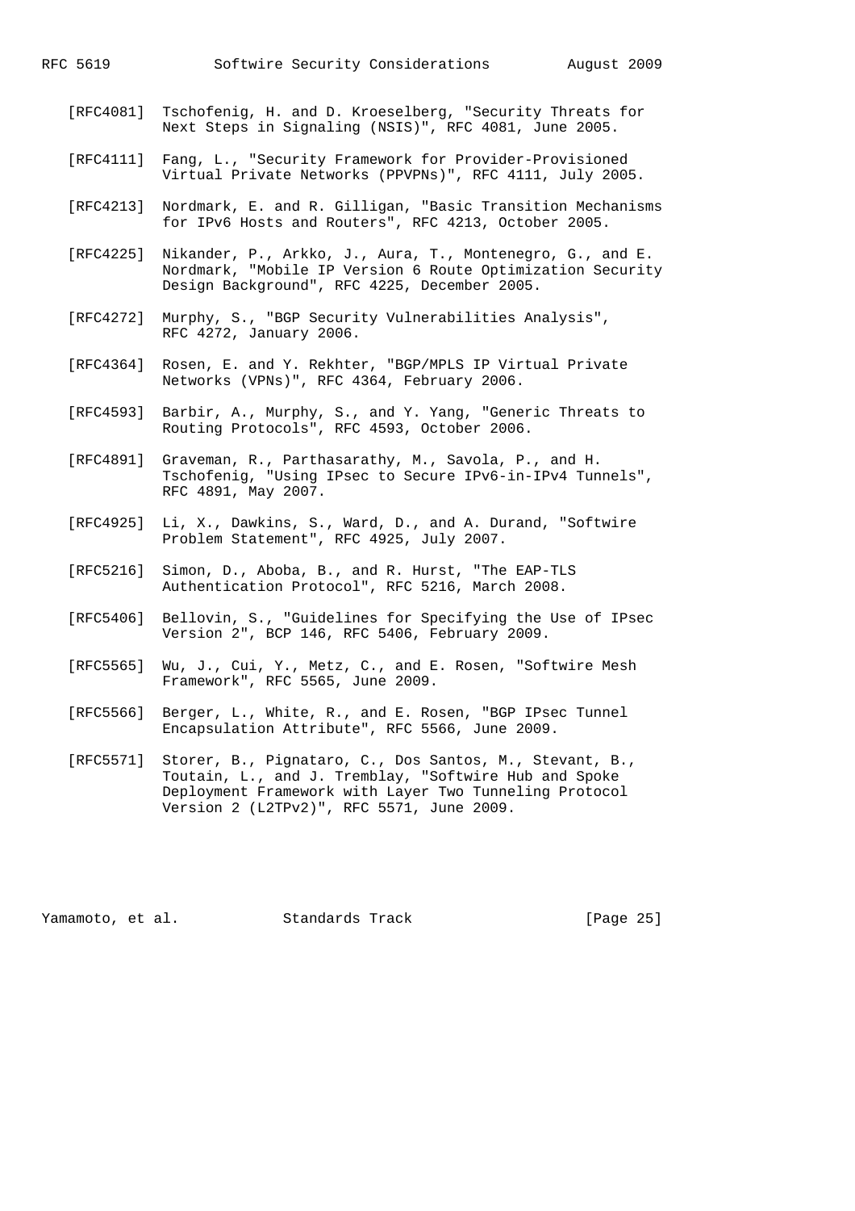[RFC4081] Tschofenig, H. and D. Kroeselberg, "Security Threats for Next Steps in Signaling (NSIS)", RFC 4081, June 2005.

[RFC4111] Fang, L., "Security Framework for Provider-Provisioned Virtual Private Networks (PPVPNs)", RFC 4111, July 2005.

[RFC4213] Nordmark, E. and R. Gilligan, "Basic Transition Mechanisms for IPv6 Hosts and Routers", RFC 4213, October 2005.

[RFC4225] Nikander, P., Arkko, J., Aura, T., Montenegro, G., and E. Nordmark, "Mobile IP Version 6 Route Optimization Security Design Background", RFC 4225, December 2005.

[RFC4272] Murphy, S., "BGP Security Vulnerabilities Analysis", RFC 4272, January 2006.

[RFC4364] Rosen, E. and Y. Rekhter, "BGP/MPLS IP Virtual Private Networks (VPNs)", RFC 4364, February 2006.

[RFC4593] Barbir, A., Murphy, S., and Y. Yang, "Generic Threats to Routing Protocols", RFC 4593, October 2006.

[RFC4891] Graveman, R., Parthasarathy, M., Savola, P., and H. Tschofenig, "Using IPsec to Secure IPv6-in-IPv4 Tunnels", RFC 4891, May 2007.

[RFC4925] Li, X., Dawkins, S., Ward, D., and A. Durand, "Softwire Problem Statement", RFC 4925, July 2007.

[RFC5216] Simon, D., Aboba, B., and R. Hurst, "The EAP-TLS Authentication Protocol", RFC 5216, March 2008.

[RFC5406] Bellovin, S., "Guidelines for Specifying the Use of IPsec Version 2", BCP 146, RFC 5406, February 2009.

[RFC5565] Wu, J., Cui, Y., Metz, C., and E. Rosen, "Softwire Mesh Framework", RFC 5565, June 2009.

[RFC5566] Berger, L., White, R., and E. Rosen, "BGP IPsec Tunnel Encapsulation Attribute", RFC 5566, June 2009.

[RFC5571] Storer, B., Pignataro, C., Dos Santos, M., Stevant, B., Toutain, L., and J. Tremblay, "Softwire Hub and Spoke Deployment Framework with Layer Two Tunneling Protocol Version 2 (L2TPv2)", RFC 5571, June 2009.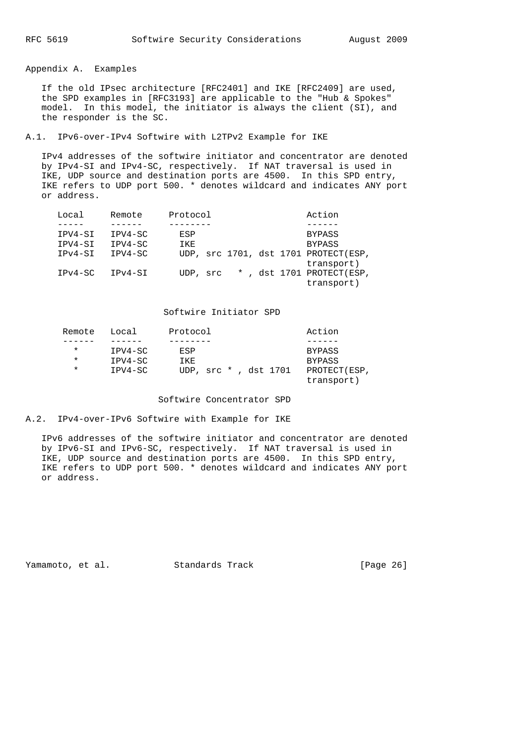## Appendix A. Examples

If the old IPsec architecture [RFC2401] and IKE [RFC2409] are used, the SPD examples in [RFC3193] are applicable to the "Hub & Spokes" model. In this model, the initiator is always the client (SI), and the responder is the SC.

### A.1. IPv6-over-IPv4 Softwire with L2TPv2 Example for IKE

IPv4 addresses of the softwire initiator and concentrator are denoted by IPv4-SI and IPv4-SC, respectively. If NAT traversal is used in IKE, UDP source and destination ports are 4500. In this SPD entry, IKE refers to UDP port 500. * denotes wildcard and indicates ANY port or address.

| Local | Remote | Protocol | Action |
| --- | --- | --- | --- |
| IPV4-SI | IPV4-SC | ESP | BYPASS |
| IPV4-SI | IPV4-SC | IKE | BYPASS |
| IPv4-SI | IPv4-SC | UDP, src 1701, dst 1701 | PROTECT(ESP, transport) |
| IPv4-SC | IPv4-SI | UDP, src * , dst 1701 | PROTECT(ESP, transport) |

Softwire Initiator SPD

| Remote | Local | Protocol | Action |
| --- | --- | --- | --- |
| * | IPV4-SC | ESP | BYPASS |
| * | IPV4-SC | IKE | BYPASS |
| * | IPV4-SC | UDP, src * , dst 1701 | PROTECT(ESP, transport) |

Softwire Concentrator SPD

### A.2. IPv4-over-IPv6 Softwire with Example for IKE

IPv6 addresses of the softwire initiator and concentrator are denoted by IPv6-SI and IPv6-SC, respectively. If NAT traversal is used in IKE, UDP source and destination ports are 4500. In this SPD entry, IKE refers to UDP port 500. * denotes wildcard and indicates ANY port or address.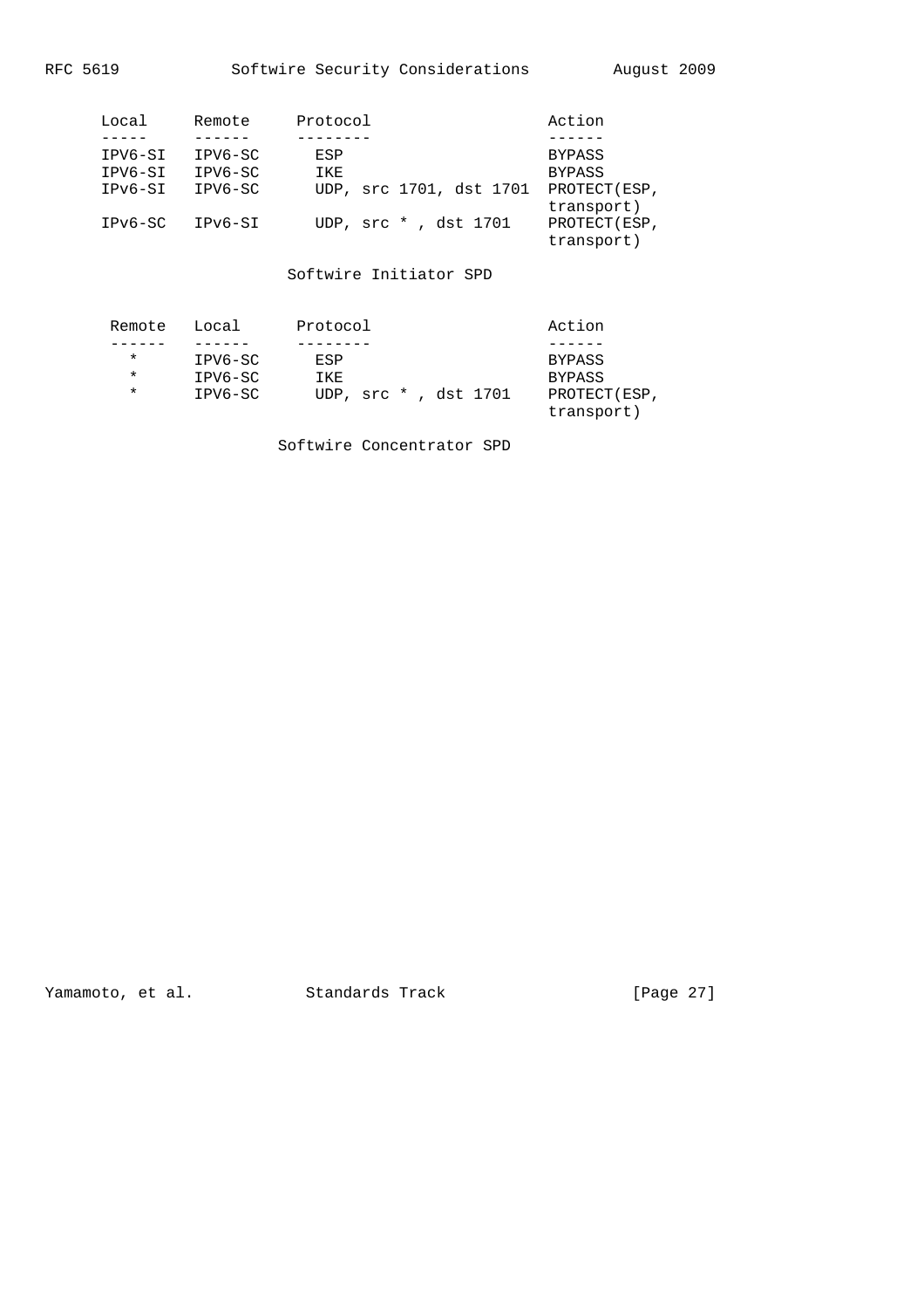| Local | Remote | Protocol | Action |
| --- | --- | --- | --- |
| IPV6-SI | IPV6-SC | ESP | BYPASS |
| IPV6-SI | IPV6-SC | IKE | BYPASS |
| IPv6-SI | IPV6-SC | UDP, src 1701, dst 1701 | PROTECT(ESP, transport) |
| IPv6-SC | IPv6-SI | UDP, src * , dst 1701 | PROTECT(ESP, transport) |

Softwire Initiator SPD

| Remote | Local | Protocol | Action |
| --- | --- | --- | --- |
| * | IPV6-SC | ESP | BYPASS |
| * | IPV6-SC | IKE | BYPASS |
| * | IPV6-SC | UDP, src * , dst 1701 | PROTECT(ESP, transport) |

Softwire Concentrator SPD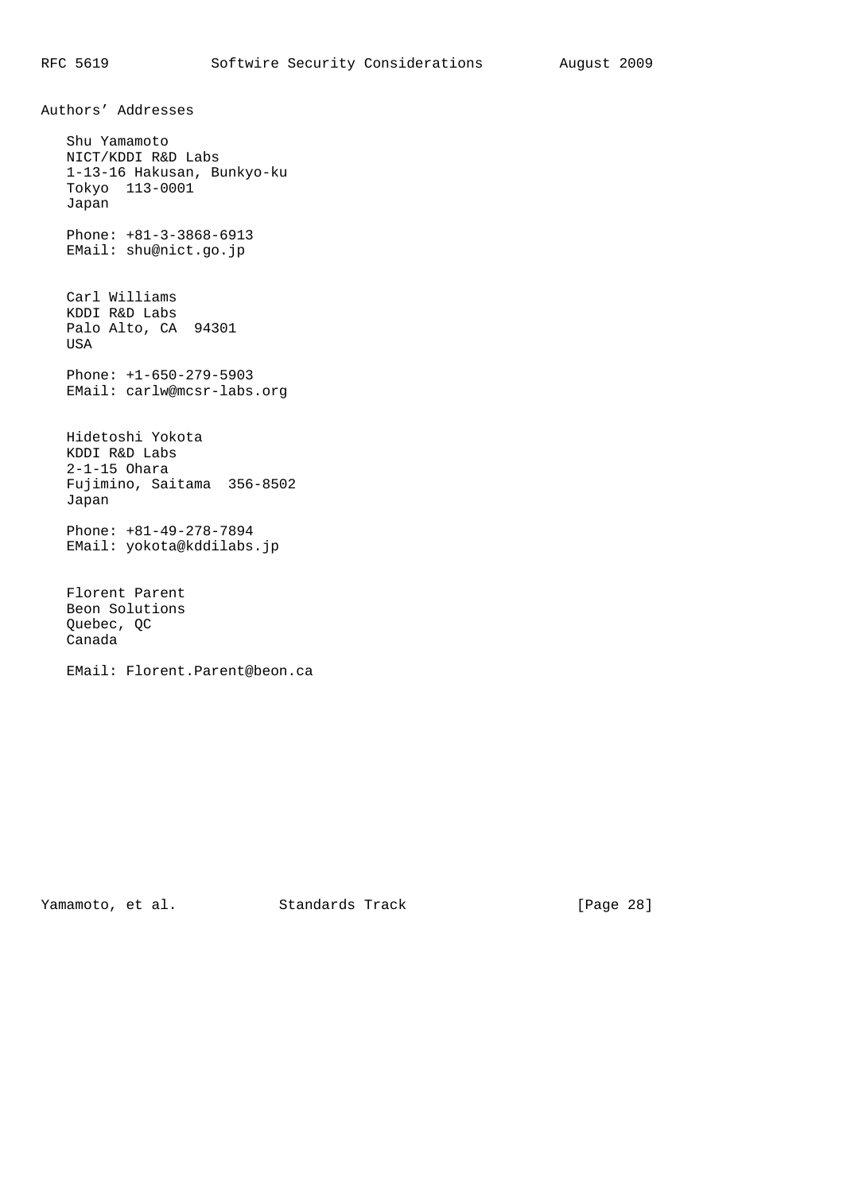## Authors' Addresses

Shu Yamamoto
NICT/KDDI R&D Labs
1-13-16 Hakusan, Bunkyo-ku
Tokyo 113-0001
Japan

Phone: +81-3-3868-6913
EMail: shu@nict.go.jp

Carl Williams
KDDI R&D Labs
Palo Alto, CA 94301
USA

Phone: +1-650-279-5903
EMail: carlw@mcsr-labs.org

Hidetoshi Yokota
KDDI R&D Labs
2-1-15 Ohara
Fujimino, Saitama 356-8502
Japan

Phone: +81-49-278-7894
EMail: yokota@kddilabs.jp

Florent Parent
Beon Solutions
Quebec, QC
Canada

EMail: Florent.Parent@beon.ca